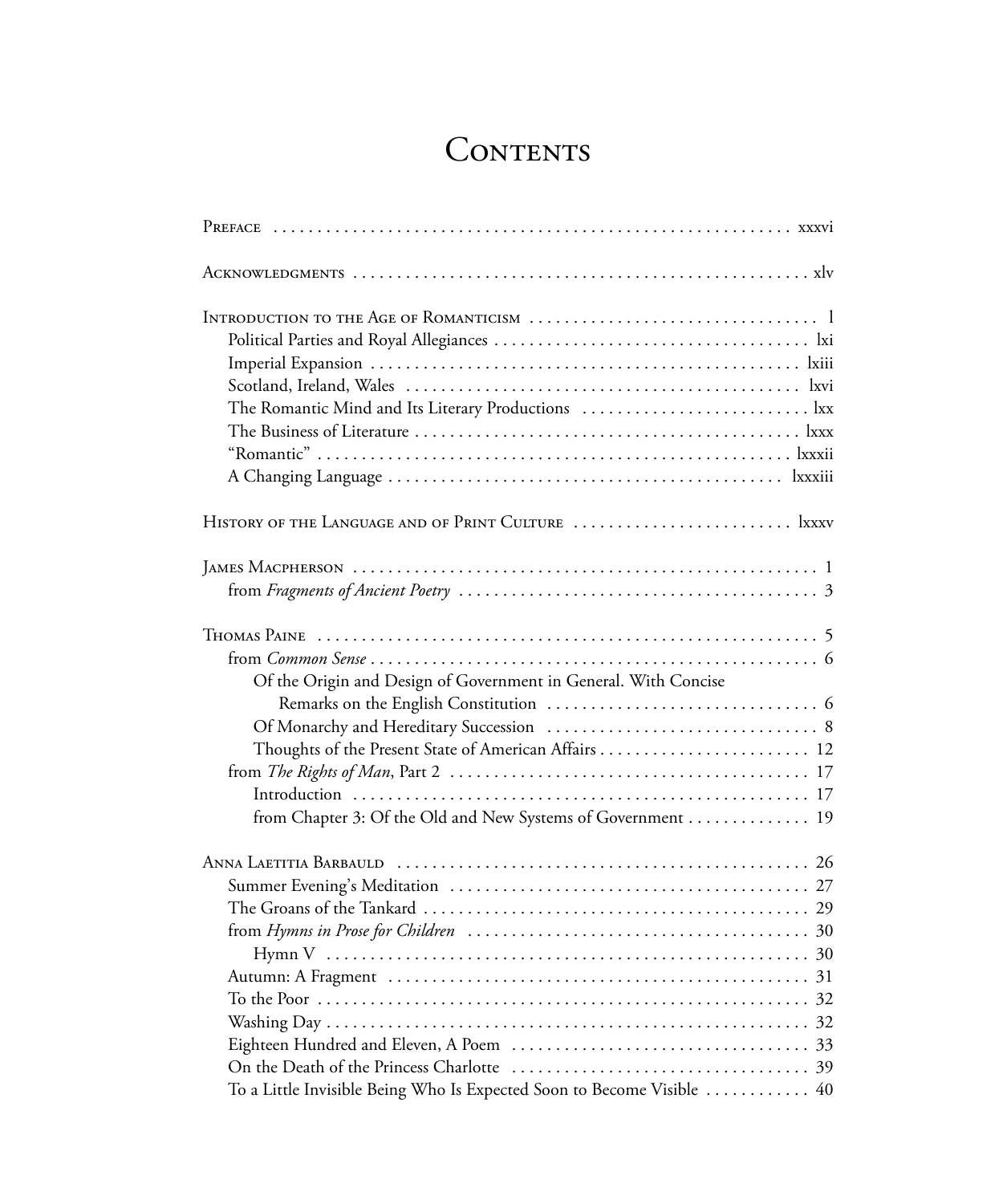# Contents

Preface .......... xxxvi

Acknowledgments .......... xlv

Introduction to the Age of Romanticism .......... l
- Political Parties and Royal Allegiances .......... lxi
- Imperial Expansion .......... lxiii
- Scotland, Ireland, Wales .......... lxvi
- The Romantic Mind and Its Literary Productions .......... lxx
- The Business of Literature .......... lxxx
- "Romantic" .......... lxxxii
- A Changing Language .......... lxxxiii

History of the Language and of Print Culture .......... lxxxv

James Macpherson .......... 1
- from *Fragments of Ancient Poetry* .......... 3

Thomas Paine .......... 5
- from *Common Sense* .......... 6
  - Of the Origin and Design of Government in General. With Concise Remarks on the English Constitution .......... 6
  - Of Monarchy and Hereditary Succession .......... 8
  - Thoughts of the Present State of American Affairs .......... 12
- from *The Rights of Man*, Part 2 .......... 17
  - Introduction .......... 17
  - from Chapter 3: Of the Old and New Systems of Government .......... 19

Anna Laetitia Barbauld .......... 26
- Summer Evening's Meditation .......... 27
- The Groans of the Tankard .......... 29
- from *Hymns in Prose for Children* .......... 30
  - Hymn V .......... 30
- Autumn: A Fragment .......... 31
- To the Poor .......... 32
- Washing Day .......... 32
- Eighteen Hundred and Eleven, A Poem .......... 33
- On the Death of the Princess Charlotte .......... 39
- To a Little Invisible Being Who Is Expected Soon to Become Visible .......... 40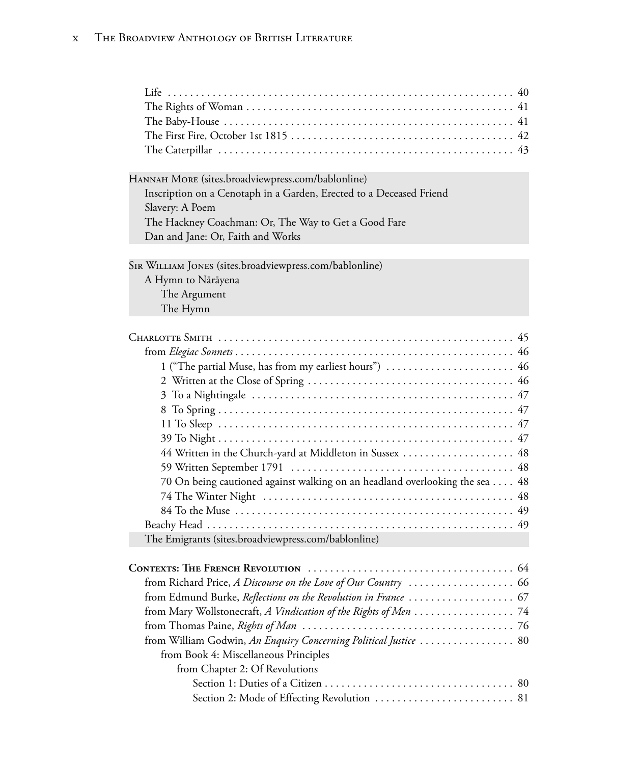Life . . . . . . . . . . . . . . . . . . . . . . . . . . . . . . . . . . . . . . . . . . . . . . . . . . . . . . . . . . . 40
The Rights of Woman . . . . . . . . . . . . . . . . . . . . . . . . . . . . . . . . . . . . . . . . . . . . . . 41
The Baby-House . . . . . . . . . . . . . . . . . . . . . . . . . . . . . . . . . . . . . . . . . . . . . . . . . . 41
The First Fire, October 1st 1815 . . . . . . . . . . . . . . . . . . . . . . . . . . . . . . . . . . . . . . 42
The Caterpillar . . . . . . . . . . . . . . . . . . . . . . . . . . . . . . . . . . . . . . . . . . . . . . . . . . . 43

Hannah More (sites.broadviewpress.com/bablonline)
Inscription on a Cenotaph in a Garden, Erected to a Deceased Friend
Slavery: A Poem
The Hackney Coachman: Or, The Way to Get a Good Fare
Dan and Jane: Or, Faith and Works

Sir William Jones (sites.broadviewpress.com/bablonline)
A Hymn to Nārāyena
The Argument
The Hymn

Charlotte Smith . . . . . . . . . . . . . . . . . . . . . . . . . . . . . . . . . . . . . . . . . . . . . . . . . . . . 45
from *Elegiac Sonnets* . . . . . . . . . . . . . . . . . . . . . . . . . . . . . . . . . . . . . . . . . . . . . . . . . 46
1 ("The partial Muse, has from my earliest hours") . . . . . . . . . . . . . . . . . . . . . . . 46
2 Written at the Close of Spring . . . . . . . . . . . . . . . . . . . . . . . . . . . . . . . . . . . . . 46
3 To a Nightingale . . . . . . . . . . . . . . . . . . . . . . . . . . . . . . . . . . . . . . . . . . . . . . . 47
8 To Spring . . . . . . . . . . . . . . . . . . . . . . . . . . . . . . . . . . . . . . . . . . . . . . . . . . . . 47
11 To Sleep . . . . . . . . . . . . . . . . . . . . . . . . . . . . . . . . . . . . . . . . . . . . . . . . . . . . 47
39 To Night . . . . . . . . . . . . . . . . . . . . . . . . . . . . . . . . . . . . . . . . . . . . . . . . . . . . 47
44 Written in the Church-yard at Middleton in Sussex . . . . . . . . . . . . . . . . . . . . 48
59 Written September 1791 . . . . . . . . . . . . . . . . . . . . . . . . . . . . . . . . . . . . . . . . 48
70 On being cautioned against walking on an headland overlooking the sea . . . . 48
74 The Winter Night . . . . . . . . . . . . . . . . . . . . . . . . . . . . . . . . . . . . . . . . . . . . . 48
84 To the Muse . . . . . . . . . . . . . . . . . . . . . . . . . . . . . . . . . . . . . . . . . . . . . . . . . . 49
Beachy Head . . . . . . . . . . . . . . . . . . . . . . . . . . . . . . . . . . . . . . . . . . . . . . . . . . . . . 49
The Emigrants (sites.broadviewpress.com/bablonline)

**Contexts: The French Revolution** . . . . . . . . . . . . . . . . . . . . . . . . . . . . . . . . . . . . . 64
from Richard Price, *A Discourse on the Love of Our Country* . . . . . . . . . . . . . . . . . . . 66
from Edmund Burke, *Reflections on the Revolution in France* . . . . . . . . . . . . . . . . . . . 67
from Mary Wollstonecraft, *A Vindication of the Rights of Men* . . . . . . . . . . . . . . . . . . 74
from Thomas Paine, *Rights of Man* . . . . . . . . . . . . . . . . . . . . . . . . . . . . . . . . . . . . . 76
from William Godwin, *An Enquiry Concerning Political Justice* . . . . . . . . . . . . . . . . . 80
from Book 4: Miscellaneous Principles
from Chapter 2: Of Revolutions
Section 1: Duties of a Citizen . . . . . . . . . . . . . . . . . . . . . . . . . . . . . . . . . . 80
Section 2: Mode of Effecting Revolution . . . . . . . . . . . . . . . . . . . . . . . . . 81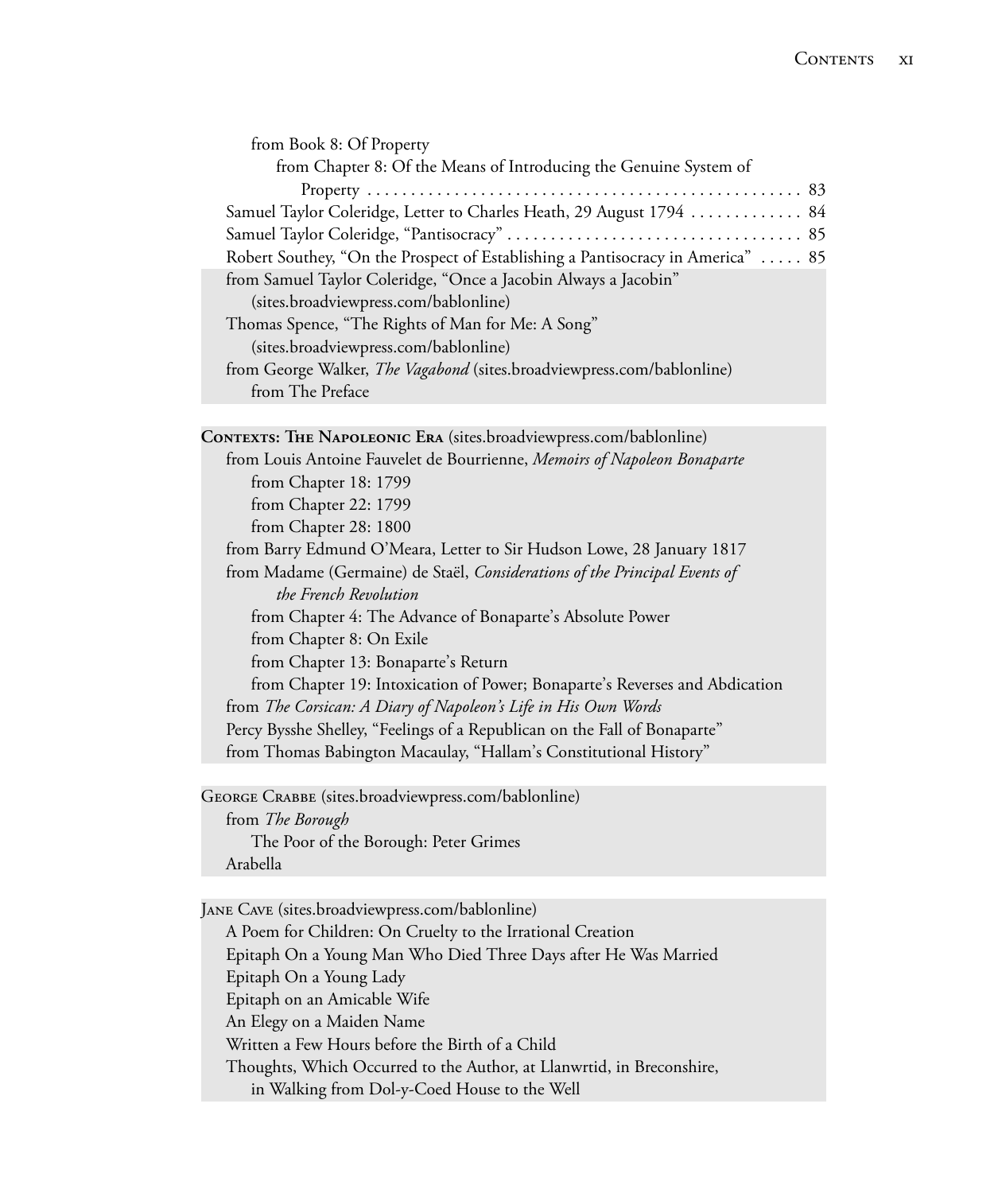from Book 8: Of Property

from Chapter 8: Of the Means of Introducing the Genuine System of Property . . . . . . . . . . . . . . . . . . . . . . . . . . . . . . . . . . . . . . . . . . . . . . . . . 83

Samuel Taylor Coleridge, Letter to Charles Heath, 29 August 1794 . . . . . . . . . . . . 84

Samuel Taylor Coleridge, "Pantisocracy" . . . . . . . . . . . . . . . . . . . . . . . . . . . . . . . . . . 85

Robert Southey, "On the Prospect of Establishing a Pantisocracy in America" . . . . . 85

from Samuel Taylor Coleridge, "Once a Jacobin Always a Jacobin" (sites.broadviewpress.com/bablonline)

Thomas Spence, "The Rights of Man for Me: A Song" (sites.broadviewpress.com/bablonline)

from George Walker, *The Vagabond* (sites.broadviewpress.com/bablonline)

from The Preface

**Contexts: The Napoleonic Era** (sites.broadviewpress.com/bablonline)

from Louis Antoine Fauvelet de Bourrienne, *Memoirs of Napoleon Bonaparte*

from Chapter 18: 1799

from Chapter 22: 1799

from Chapter 28: 1800

from Barry Edmund O'Meara, Letter to Sir Hudson Lowe, 28 January 1817

from Madame (Germaine) de Staël, *Considerations of the Principal Events of the French Revolution*

from Chapter 4: The Advance of Bonaparte's Absolute Power

from Chapter 8: On Exile

from Chapter 13: Bonaparte's Return

from Chapter 19: Intoxication of Power; Bonaparte's Reverses and Abdication

from *The Corsican: A Diary of Napoleon's Life in His Own Words*

Percy Bysshe Shelley, "Feelings of a Republican on the Fall of Bonaparte"

from Thomas Babington Macaulay, "Hallam's Constitutional History"

George Crabbe (sites.broadviewpress.com/bablonline)

from *The Borough*

The Poor of the Borough: Peter Grimes

Arabella

Jane Cave (sites.broadviewpress.com/bablonline)

A Poem for Children: On Cruelty to the Irrational Creation

Epitaph On a Young Man Who Died Three Days after He Was Married

Epitaph On a Young Lady

Epitaph on an Amicable Wife

An Elegy on a Maiden Name

Written a Few Hours before the Birth of a Child

Thoughts, Which Occurred to the Author, at Llanwrtid, in Breconshire, in Walking from Dol-y-Coed House to the Well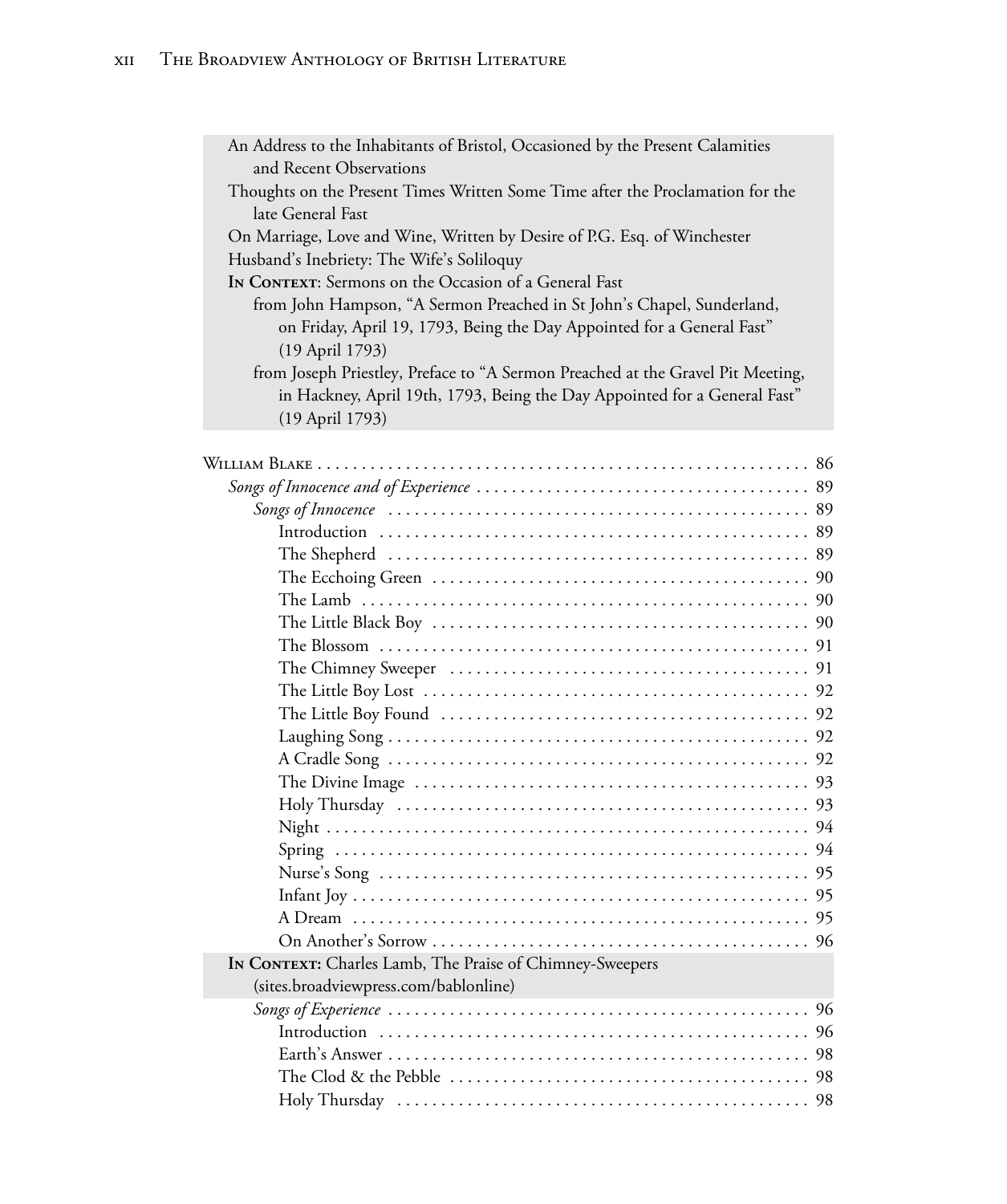An Address to the Inhabitants of Bristol, Occasioned by the Present Calamities and Recent Observations

Thoughts on the Present Times Written Some Time after the Proclamation for the late General Fast

On Marriage, Love and Wine, Written by Desire of P.G. Esq. of Winchester

Husband's Inebriety: The Wife's Soliloquy

**In Context**: Sermons on the Occasion of a General Fast

from John Hampson, "A Sermon Preached in St John's Chapel, Sunderland, on Friday, April 19, 1793, Being the Day Appointed for a General Fast" (19 April 1793)

from Joseph Priestley, Preface to "A Sermon Preached at the Gravel Pit Meeting, in Hackney, April 19th, 1793, Being the Day Appointed for a General Fast" (19 April 1793)

William Blake . . . . . . . . . . . . . . . . . . . . . . . . . . . . . . . . . . . . . . . . . . . . . . . . . . . . . . 86

*Songs of Innocence and of Experience* . . . . . . . . . . . . . . . . . . . . . . . . . . . . . . . . . . . . . 89

*Songs of Innocence* . . . . . . . . . . . . . . . . . . . . . . . . . . . . . . . . . . . . . . . . . . . . . . . 89

Introduction . . . . . . . . . . . . . . . . . . . . . . . . . . . . . . . . . . . . . . . . . . . . . . . . . 89

The Shepherd . . . . . . . . . . . . . . . . . . . . . . . . . . . . . . . . . . . . . . . . . . . . . . . 89

The Ecchoing Green . . . . . . . . . . . . . . . . . . . . . . . . . . . . . . . . . . . . . . . . . . 90

The Lamb . . . . . . . . . . . . . . . . . . . . . . . . . . . . . . . . . . . . . . . . . . . . . . . . . . 90

The Little Black Boy . . . . . . . . . . . . . . . . . . . . . . . . . . . . . . . . . . . . . . . . . 90

The Blossom . . . . . . . . . . . . . . . . . . . . . . . . . . . . . . . . . . . . . . . . . . . . . . . . 91

The Chimney Sweeper . . . . . . . . . . . . . . . . . . . . . . . . . . . . . . . . . . . . . . . 91

The Little Boy Lost . . . . . . . . . . . . . . . . . . . . . . . . . . . . . . . . . . . . . . . . . . 92

The Little Boy Found . . . . . . . . . . . . . . . . . . . . . . . . . . . . . . . . . . . . . . . . 92

Laughing Song . . . . . . . . . . . . . . . . . . . . . . . . . . . . . . . . . . . . . . . . . . . . . . 92

A Cradle Song . . . . . . . . . . . . . . . . . . . . . . . . . . . . . . . . . . . . . . . . . . . . . . 92

The Divine Image . . . . . . . . . . . . . . . . . . . . . . . . . . . . . . . . . . . . . . . . . . . . 93

Holy Thursday . . . . . . . . . . . . . . . . . . . . . . . . . . . . . . . . . . . . . . . . . . . . . . 93

Night . . . . . . . . . . . . . . . . . . . . . . . . . . . . . . . . . . . . . . . . . . . . . . . . . . . . . . 94

Spring . . . . . . . . . . . . . . . . . . . . . . . . . . . . . . . . . . . . . . . . . . . . . . . . . . . . . 94

Nurse's Song . . . . . . . . . . . . . . . . . . . . . . . . . . . . . . . . . . . . . . . . . . . . . . . . 95

Infant Joy . . . . . . . . . . . . . . . . . . . . . . . . . . . . . . . . . . . . . . . . . . . . . . . . . . . 95

A Dream . . . . . . . . . . . . . . . . . . . . . . . . . . . . . . . . . . . . . . . . . . . . . . . . . . . 95

On Another's Sorrow . . . . . . . . . . . . . . . . . . . . . . . . . . . . . . . . . . . . . . . . . 96

**In Context:** Charles Lamb, The Praise of Chimney-Sweepers (sites.broadviewpress.com/bablonline)

*Songs of Experience* . . . . . . . . . . . . . . . . . . . . . . . . . . . . . . . . . . . . . . . . . . . . . . . 96

Introduction . . . . . . . . . . . . . . . . . . . . . . . . . . . . . . . . . . . . . . . . . . . . . . . . . 96

Earth's Answer . . . . . . . . . . . . . . . . . . . . . . . . . . . . . . . . . . . . . . . . . . . . . . . 98

The Clod & the Pebble . . . . . . . . . . . . . . . . . . . . . . . . . . . . . . . . . . . . . . . . 98

Holy Thursday . . . . . . . . . . . . . . . . . . . . . . . . . . . . . . . . . . . . . . . . . . . . . . 98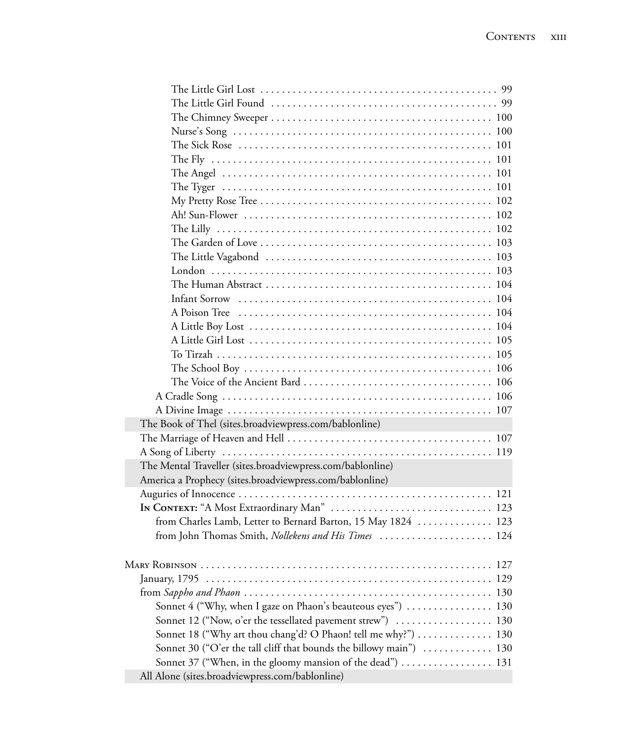The Little Girl Lost . . . . . . . . . . . . . . . . . . . . . . . . . . . . . . . . . . . . . . . . . . . 99
The Little Girl Found . . . . . . . . . . . . . . . . . . . . . . . . . . . . . . . . . . . . . . . . . . 99
The Chimney Sweeper . . . . . . . . . . . . . . . . . . . . . . . . . . . . . . . . . . . . . . . . . 100
Nurse's Song . . . . . . . . . . . . . . . . . . . . . . . . . . . . . . . . . . . . . . . . . . . . . . . . 100
The Sick Rose . . . . . . . . . . . . . . . . . . . . . . . . . . . . . . . . . . . . . . . . . . . . . . . 101
The Fly . . . . . . . . . . . . . . . . . . . . . . . . . . . . . . . . . . . . . . . . . . . . . . . . . . . 101
The Angel . . . . . . . . . . . . . . . . . . . . . . . . . . . . . . . . . . . . . . . . . . . . . . . . . 101
The Tyger . . . . . . . . . . . . . . . . . . . . . . . . . . . . . . . . . . . . . . . . . . . . . . . . . 101
My Pretty Rose Tree . . . . . . . . . . . . . . . . . . . . . . . . . . . . . . . . . . . . . . . . . . 102
Ah! Sun-Flower . . . . . . . . . . . . . . . . . . . . . . . . . . . . . . . . . . . . . . . . . . . . . 102
The Lilly . . . . . . . . . . . . . . . . . . . . . . . . . . . . . . . . . . . . . . . . . . . . . . . . . . 102
The Garden of Love . . . . . . . . . . . . . . . . . . . . . . . . . . . . . . . . . . . . . . . . . . 103
The Little Vagabond . . . . . . . . . . . . . . . . . . . . . . . . . . . . . . . . . . . . . . . . . 103
London . . . . . . . . . . . . . . . . . . . . . . . . . . . . . . . . . . . . . . . . . . . . . . . . . . . 103
The Human Abstract . . . . . . . . . . . . . . . . . . . . . . . . . . . . . . . . . . . . . . . . . 104
Infant Sorrow . . . . . . . . . . . . . . . . . . . . . . . . . . . . . . . . . . . . . . . . . . . . . . 104
A Poison Tree . . . . . . . . . . . . . . . . . . . . . . . . . . . . . . . . . . . . . . . . . . . . . . 104
A Little Boy Lost . . . . . . . . . . . . . . . . . . . . . . . . . . . . . . . . . . . . . . . . . . . . 104
A Little Girl Lost . . . . . . . . . . . . . . . . . . . . . . . . . . . . . . . . . . . . . . . . . . . . 105
To Tirzah . . . . . . . . . . . . . . . . . . . . . . . . . . . . . . . . . . . . . . . . . . . . . . . . . . 105
The School Boy . . . . . . . . . . . . . . . . . . . . . . . . . . . . . . . . . . . . . . . . . . . . . 106
The Voice of the Ancient Bard . . . . . . . . . . . . . . . . . . . . . . . . . . . . . . . . . . 106
A Cradle Song . . . . . . . . . . . . . . . . . . . . . . . . . . . . . . . . . . . . . . . . . . . . . . . . 106
A Divine Image . . . . . . . . . . . . . . . . . . . . . . . . . . . . . . . . . . . . . . . . . . . . . . . 107
The Book of Thel (sites.broadviewpress.com/bablonline)
The Marriage of Heaven and Hell . . . . . . . . . . . . . . . . . . . . . . . . . . . . . . . . . . 107
A Song of Liberty . . . . . . . . . . . . . . . . . . . . . . . . . . . . . . . . . . . . . . . . . . . . . . 119
The Mental Traveller (sites.broadviewpress.com/bablonline)
America a Prophecy (sites.broadviewpress.com/bablonline)
Auguries of Innocence . . . . . . . . . . . . . . . . . . . . . . . . . . . . . . . . . . . . . . . . . . . 121
**In Context:** "A Most Extraordinary Man" . . . . . . . . . . . . . . . . . . . . . . . . . . . 123
from Charles Lamb, Letter to Bernard Barton, 15 May 1824 . . . . . . . . . . . . . . 123
from John Thomas Smith, *Nollekens and His Times* . . . . . . . . . . . . . . . . . . . . 124

Mary Robinson . . . . . . . . . . . . . . . . . . . . . . . . . . . . . . . . . . . . . . . . . . . . . . . . . 127
January, 1795 . . . . . . . . . . . . . . . . . . . . . . . . . . . . . . . . . . . . . . . . . . . . . . . . 129
from *Sappho and Phaon* . . . . . . . . . . . . . . . . . . . . . . . . . . . . . . . . . . . . . . . . . 130
Sonnet 4 ("Why, when I gaze on Phaon's beauteous eyes") . . . . . . . . . . . . . . . . 130
Sonnet 12 ("Now, o'er the tessellated pavement strew") . . . . . . . . . . . . . . . . . . 130
Sonnet 18 ("Why art thou chang'd? O Phaon! tell me why?") . . . . . . . . . . . . . . 130
Sonnet 30 ("O'er the tall cliff that bounds the billowy main") . . . . . . . . . . . . . 130
Sonnet 37 ("When, in the gloomy mansion of the dead") . . . . . . . . . . . . . . . . . 131
All Alone (sites.broadviewpress.com/bablonline)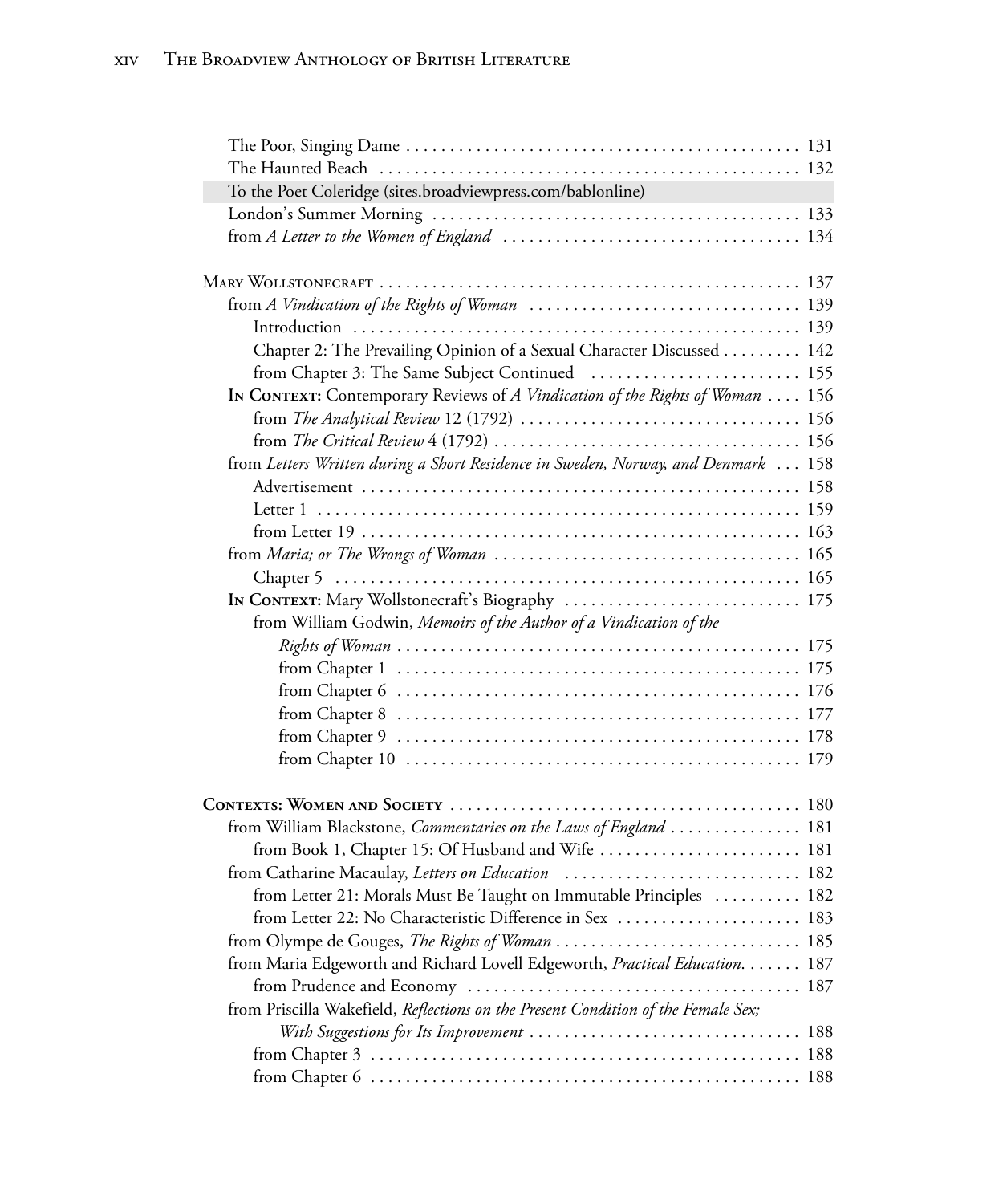The Poor, Singing Dame . . . . . . . . . . . . . . . . . . . . . . . . . . . . . . . . . . . . . . . . . . . . . 131
The Haunted Beach . . . . . . . . . . . . . . . . . . . . . . . . . . . . . . . . . . . . . . . . . . . . . . . 132
To the Poet Coleridge (sites.broadviewpress.com/bablonline)
London's Summer Morning . . . . . . . . . . . . . . . . . . . . . . . . . . . . . . . . . . . . . . . . . . 133
from *A Letter to the Women of England* . . . . . . . . . . . . . . . . . . . . . . . . . . . . . . . . . 134

Mary Wollstonecraft . . . . . . . . . . . . . . . . . . . . . . . . . . . . . . . . . . . . . . . . . . . . . . . . 137
from *A Vindication of the Rights of Woman* . . . . . . . . . . . . . . . . . . . . . . . . . . . . . . . 139
Introduction . . . . . . . . . . . . . . . . . . . . . . . . . . . . . . . . . . . . . . . . . . . . . . . . . . . 139
Chapter 2: The Prevailing Opinion of a Sexual Character Discussed . . . . . . . . . 142
from Chapter 3: The Same Subject Continued . . . . . . . . . . . . . . . . . . . . . . . . 155
**In Context:** Contemporary Reviews of *A Vindication of the Rights of Woman* . . . . 156
from *The Analytical Review* 12 (1792) . . . . . . . . . . . . . . . . . . . . . . . . . . . . . . . 156
from *The Critical Review* 4 (1792) . . . . . . . . . . . . . . . . . . . . . . . . . . . . . . . . . . 156
from *Letters Written during a Short Residence in Sweden, Norway, and Denmark* . . . 158
Advertisement . . . . . . . . . . . . . . . . . . . . . . . . . . . . . . . . . . . . . . . . . . . . . . . . . . 158
Letter 1 . . . . . . . . . . . . . . . . . . . . . . . . . . . . . . . . . . . . . . . . . . . . . . . . . . . . . . 159
from Letter 19 . . . . . . . . . . . . . . . . . . . . . . . . . . . . . . . . . . . . . . . . . . . . . . . . . . 163
from *Maria; or The Wrongs of Woman* . . . . . . . . . . . . . . . . . . . . . . . . . . . . . . . . . . 165
Chapter 5 . . . . . . . . . . . . . . . . . . . . . . . . . . . . . . . . . . . . . . . . . . . . . . . . . . . . . 165
**In Context:** Mary Wollstonecraft's Biography . . . . . . . . . . . . . . . . . . . . . . . . . . 175
from William Godwin, *Memoirs of the Author of a Vindication of the Rights of Woman* . . . . . . . . . . . . . . . . . . . . . . . . . . . . . . . . . . . . . . . . . . . . . 175
from Chapter 1 . . . . . . . . . . . . . . . . . . . . . . . . . . . . . . . . . . . . . . . . . . . . . . 175
from Chapter 6 . . . . . . . . . . . . . . . . . . . . . . . . . . . . . . . . . . . . . . . . . . . . . . 176
from Chapter 8 . . . . . . . . . . . . . . . . . . . . . . . . . . . . . . . . . . . . . . . . . . . . . . 177
from Chapter 9 . . . . . . . . . . . . . . . . . . . . . . . . . . . . . . . . . . . . . . . . . . . . . . 178
from Chapter 10 . . . . . . . . . . . . . . . . . . . . . . . . . . . . . . . . . . . . . . . . . . . . . 179

**Contexts: Women and Society** . . . . . . . . . . . . . . . . . . . . . . . . . . . . . . . . . . . . . . . . 180
from William Blackstone, *Commentaries on the Laws of England* . . . . . . . . . . . . . . . 181
from Book 1, Chapter 15: Of Husband and Wife . . . . . . . . . . . . . . . . . . . . . . . . 181
from Catharine Macaulay, *Letters on Education* . . . . . . . . . . . . . . . . . . . . . . . . . . . 182
from Letter 21: Morals Must Be Taught on Immutable Principles . . . . . . . . . . 182
from Letter 22: No Characteristic Difference in Sex . . . . . . . . . . . . . . . . . . . . . 183
from Olympe de Gouges, *The Rights of Woman* . . . . . . . . . . . . . . . . . . . . . . . . . . . 185
from Maria Edgeworth and Richard Lovell Edgeworth, *Practical Education*. . . . . . . 187
from Prudence and Economy . . . . . . . . . . . . . . . . . . . . . . . . . . . . . . . . . . . . . . 187
from Priscilla Wakefield, *Reflections on the Present Condition of the Female Sex; With Suggestions for Its Improvement* . . . . . . . . . . . . . . . . . . . . . . . . . . . . . . . 188
from Chapter 3 . . . . . . . . . . . . . . . . . . . . . . . . . . . . . . . . . . . . . . . . . . . . . . . . . 188
from Chapter 6 . . . . . . . . . . . . . . . . . . . . . . . . . . . . . . . . . . . . . . . . . . . . . . . . . 188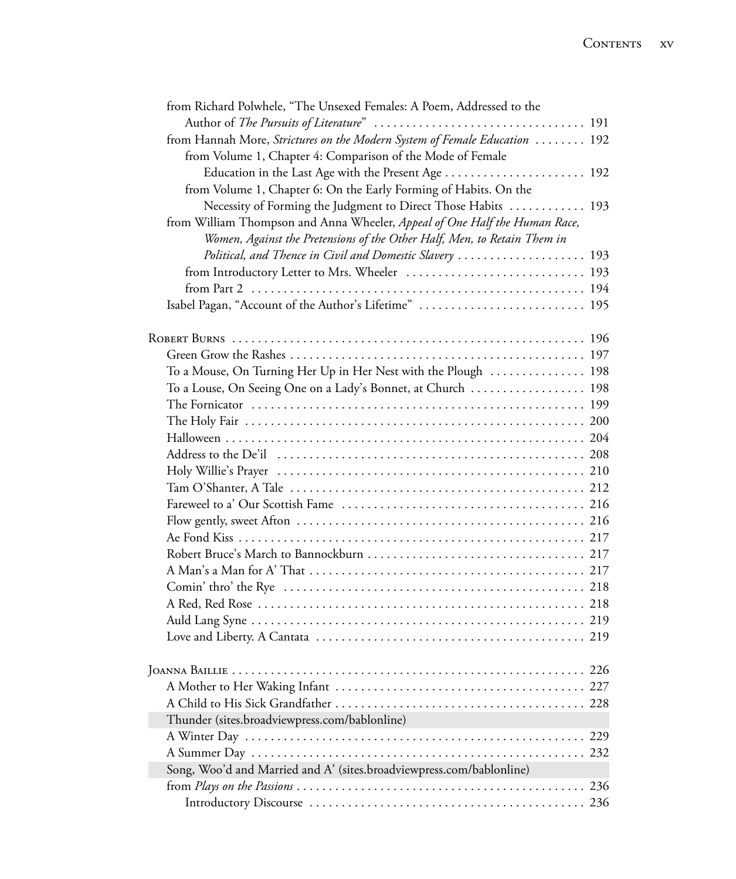from Richard Polwhele, "The Unsexed Females: A Poem, Addressed to the Author of *The Pursuits of Literature*" . . . 191

from Hannah More, *Strictures on the Modern System of Female Education* . . . 192

from Volume 1, Chapter 4: Comparison of the Mode of Female Education in the Last Age with the Present Age . . . 192

from Volume 1, Chapter 6: On the Early Forming of Habits. On the Necessity of Forming the Judgment to Direct Those Habits . . . 193

from William Thompson and Anna Wheeler, *Appeal of One Half the Human Race, Women, Against the Pretensions of the Other Half, Men, to Retain Them in Political, and Thence in Civil and Domestic Slavery* . . . 193

from Introductory Letter to Mrs. Wheeler . . . 193

from Part 2 . . . 194

Isabel Pagan, "Account of the Author's Lifetime" . . . 195

Robert Burns . . . 196

Green Grow the Rashes . . . 197

To a Mouse, On Turning Her Up in Her Nest with the Plough . . . 198

To a Louse, On Seeing One on a Lady's Bonnet, at Church . . . 198

The Fornicator . . . 199

The Holy Fair . . . 200

Halloween . . . 204

Address to the De'il . . . 208

Holy Willie's Prayer . . . 210

Tam O'Shanter, A Tale . . . 212

Fareweel to a' Our Scottish Fame . . . 216

Flow gently, sweet Afton . . . 216

Ae Fond Kiss . . . 217

Robert Bruce's March to Bannockburn . . . 217

A Man's a Man for A' That . . . 217

Comin' thro' the Rye . . . 218

A Red, Red Rose . . . 218

Auld Lang Syne . . . 219

Love and Liberty. A Cantata . . . 219

Joanna Baillie . . . 226

A Mother to Her Waking Infant . . . 227

A Child to His Sick Grandfather . . . 228

Thunder (sites.broadviewpress.com/bablonline)

A Winter Day . . . 229

A Summer Day . . . 232

Song, Woo'd and Married and A' (sites.broadviewpress.com/bablonline)

from *Plays on the Passions* . . . 236

Introductory Discourse . . . 236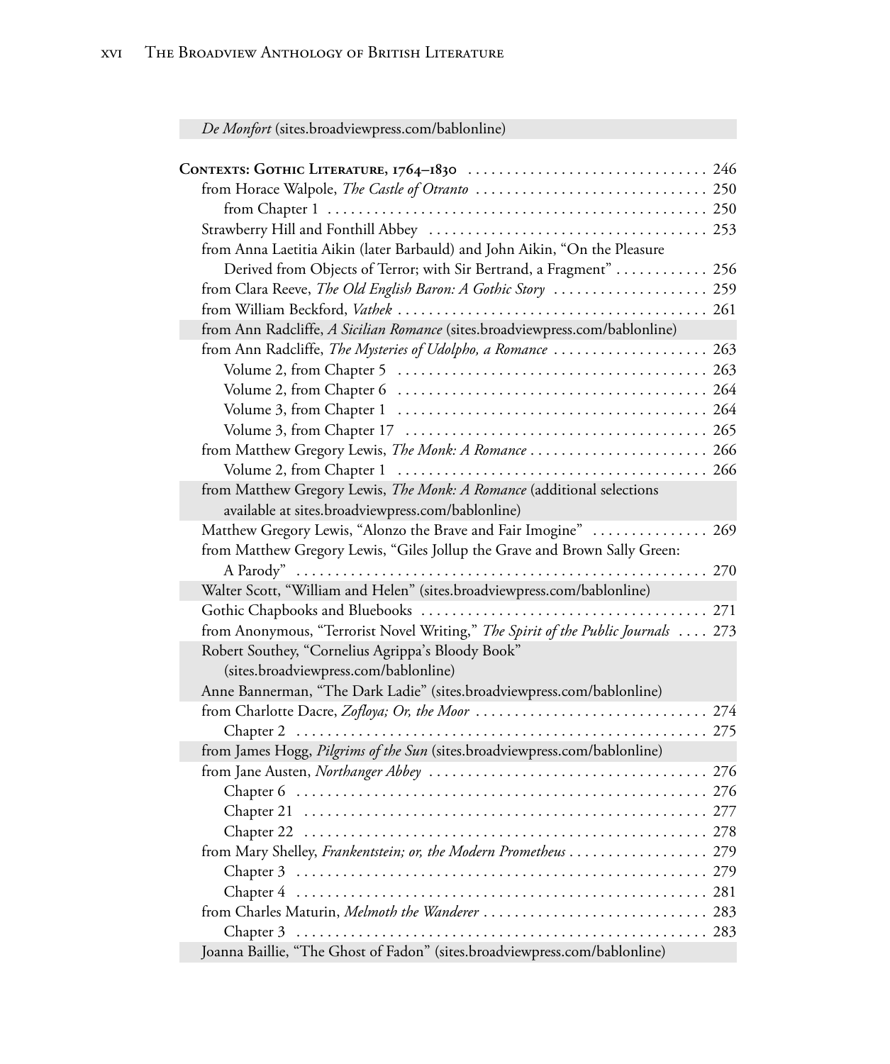*De Monfort* (sites.broadviewpress.com/bablonline)

**Contexts: Gothic Literature, 1764–1830** . . . . . . . . . . . . . . . . . . . . . . . . . . . . . . 246

from Horace Walpole, *The Castle of Otranto* . . . . . . . . . . . . . . . . . . . . . . . . . . . . . 250

from Chapter 1 . . . . . . . . . . . . . . . . . . . . . . . . . . . . . . . . . . . . . . . . . . . . . . . . 250

Strawberry Hill and Fonthill Abbey . . . . . . . . . . . . . . . . . . . . . . . . . . . . . . . . . . . . 253

from Anna Laetitia Aikin (later Barbauld) and John Aikin, "On the Pleasure Derived from Objects of Terror; with Sir Bertrand, a Fragment" . . . . . . . . . . . . 256

from Clara Reeve, *The Old English Baron: A Gothic Story* . . . . . . . . . . . . . . . . . . . . 259

from William Beckford, *Vathek* . . . . . . . . . . . . . . . . . . . . . . . . . . . . . . . . . . . . . . . 261

from Ann Radcliffe, *A Sicilian Romance* (sites.broadviewpress.com/bablonline)

from Ann Radcliffe, *The Mysteries of Udolpho, a Romance* . . . . . . . . . . . . . . . . . . . . 263

Volume 2, from Chapter 5 . . . . . . . . . . . . . . . . . . . . . . . . . . . . . . . . . . . . . . . 263

Volume 2, from Chapter 6 . . . . . . . . . . . . . . . . . . . . . . . . . . . . . . . . . . . . . . . 264

Volume 3, from Chapter 1 . . . . . . . . . . . . . . . . . . . . . . . . . . . . . . . . . . . . . . . 264

Volume 3, from Chapter 17 . . . . . . . . . . . . . . . . . . . . . . . . . . . . . . . . . . . . . . 265

from Matthew Gregory Lewis, *The Monk: A Romance* . . . . . . . . . . . . . . . . . . . . . . . 266

Volume 2, from Chapter 1 . . . . . . . . . . . . . . . . . . . . . . . . . . . . . . . . . . . . . . . 266

from Matthew Gregory Lewis, *The Monk: A Romance* (additional selections available at sites.broadviewpress.com/bablonline)

Matthew Gregory Lewis, "Alonzo the Brave and Fair Imogine" . . . . . . . . . . . . . . . 269

from Matthew Gregory Lewis, "Giles Jollup the Grave and Brown Sally Green: A Parody" . . . . . . . . . . . . . . . . . . . . . . . . . . . . . . . . . . . . . . . . . . . . . . . . . . . . 270

Walter Scott, "William and Helen" (sites.broadviewpress.com/bablonline)

Gothic Chapbooks and Bluebooks . . . . . . . . . . . . . . . . . . . . . . . . . . . . . . . . . . . . 271

from Anonymous, "Terrorist Novel Writing," *The Spirit of the Public Journals* . . . . 273

Robert Southey, "Cornelius Agrippa's Bloody Book" (sites.broadviewpress.com/bablonline)

Anne Bannerman, "The Dark Ladie" (sites.broadviewpress.com/bablonline)

from Charlotte Dacre, *Zofloya; Or, the Moor* . . . . . . . . . . . . . . . . . . . . . . . . . . . . . 274

Chapter 2 . . . . . . . . . . . . . . . . . . . . . . . . . . . . . . . . . . . . . . . . . . . . . . . . . . . 275

from James Hogg, *Pilgrims of the Sun* (sites.broadviewpress.com/bablonline)

from Jane Austen, *Northanger Abbey* . . . . . . . . . . . . . . . . . . . . . . . . . . . . . . . . . . . 276

Chapter 6 . . . . . . . . . . . . . . . . . . . . . . . . . . . . . . . . . . . . . . . . . . . . . . . . . . . 276

Chapter 21 . . . . . . . . . . . . . . . . . . . . . . . . . . . . . . . . . . . . . . . . . . . . . . . . . . 277

Chapter 22 . . . . . . . . . . . . . . . . . . . . . . . . . . . . . . . . . . . . . . . . . . . . . . . . . . 278

from Mary Shelley, *Frankentstein; or, the Modern Prometheus* . . . . . . . . . . . . . . . . . 279

Chapter 3 . . . . . . . . . . . . . . . . . . . . . . . . . . . . . . . . . . . . . . . . . . . . . . . . . . . 279

Chapter 4 . . . . . . . . . . . . . . . . . . . . . . . . . . . . . . . . . . . . . . . . . . . . . . . . . . . 281

from Charles Maturin, *Melmoth the Wanderer* . . . . . . . . . . . . . . . . . . . . . . . . . . . . 283

Chapter 3 . . . . . . . . . . . . . . . . . . . . . . . . . . . . . . . . . . . . . . . . . . . . . . . . . . . 283

Joanna Baillie, "The Ghost of Fadon" (sites.broadviewpress.com/bablonline)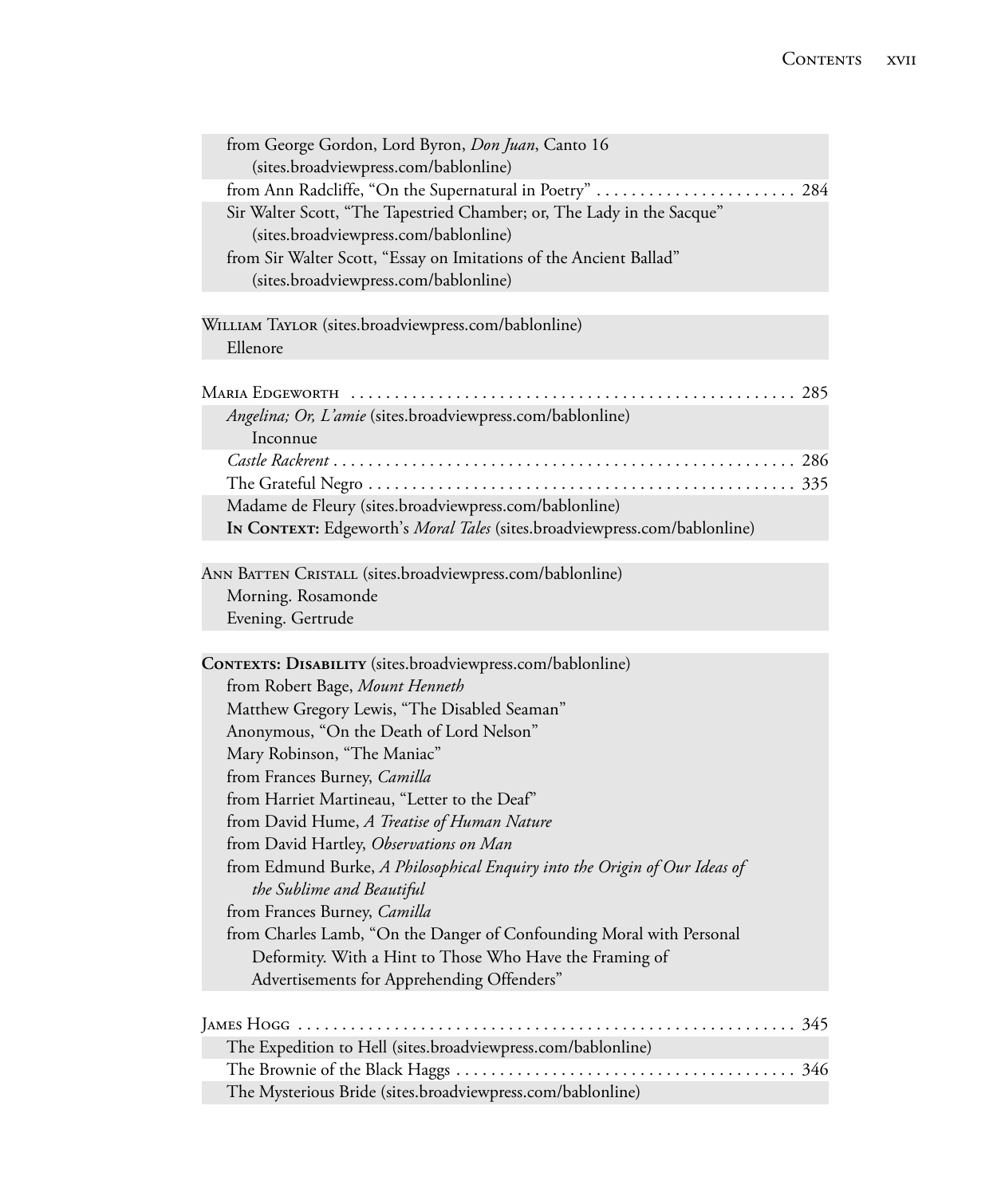from George Gordon, Lord Byron, *Don Juan*, Canto 16 (sites.broadviewpress.com/bablonline)
from Ann Radcliffe, "On the Supernatural in Poetry" . . . . . . . . . . . . . . . . . . . . . . . 284
Sir Walter Scott, "The Tapestried Chamber; or, The Lady in the Sacque" (sites.broadviewpress.com/bablonline)
from Sir Walter Scott, "Essay on Imitations of the Ancient Ballad" (sites.broadviewpress.com/bablonline)

William Taylor (sites.broadviewpress.com/bablonline)
Ellenore

Maria Edgeworth . . . . . . . . . . . . . . . . . . . . . . . . . . . . . . . . . . . . . . . . . . . . . . . . . . 285
*Angelina; Or, L'amie* (sites.broadviewpress.com/bablonline) Inconnue
*Castle Rackrent* . . . . . . . . . . . . . . . . . . . . . . . . . . . . . . . . . . . . . . . . . . . . . . . . . . . . 286
The Grateful Negro . . . . . . . . . . . . . . . . . . . . . . . . . . . . . . . . . . . . . . . . . . . . . . . . . 335
Madame de Fleury (sites.broadviewpress.com/bablonline)
**In Context:** Edgeworth's *Moral Tales* (sites.broadviewpress.com/bablonline)

Ann Batten Cristall (sites.broadviewpress.com/bablonline)
Morning. Rosamonde
Evening. Gertrude

**Contexts: Disability** (sites.broadviewpress.com/bablonline)
from Robert Bage, *Mount Henneth*
Matthew Gregory Lewis, "The Disabled Seaman"
Anonymous, "On the Death of Lord Nelson"
Mary Robinson, "The Maniac"
from Frances Burney, *Camilla*
from Harriet Martineau, "Letter to the Deaf"
from David Hume, *A Treatise of Human Nature*
from David Hartley, *Observations on Man*
from Edmund Burke, *A Philosophical Enquiry into the Origin of Our Ideas of the Sublime and Beautiful*
from Frances Burney, *Camilla*
from Charles Lamb, "On the Danger of Confounding Moral with Personal Deformity. With a Hint to Those Who Have the Framing of Advertisements for Apprehending Offenders"

James Hogg . . . . . . . . . . . . . . . . . . . . . . . . . . . . . . . . . . . . . . . . . . . . . . . . . . . . . . . 345
The Expedition to Hell (sites.broadviewpress.com/bablonline)
The Brownie of the Black Haggs . . . . . . . . . . . . . . . . . . . . . . . . . . . . . . . . . . . . . . 346
The Mysterious Bride (sites.broadviewpress.com/bablonline)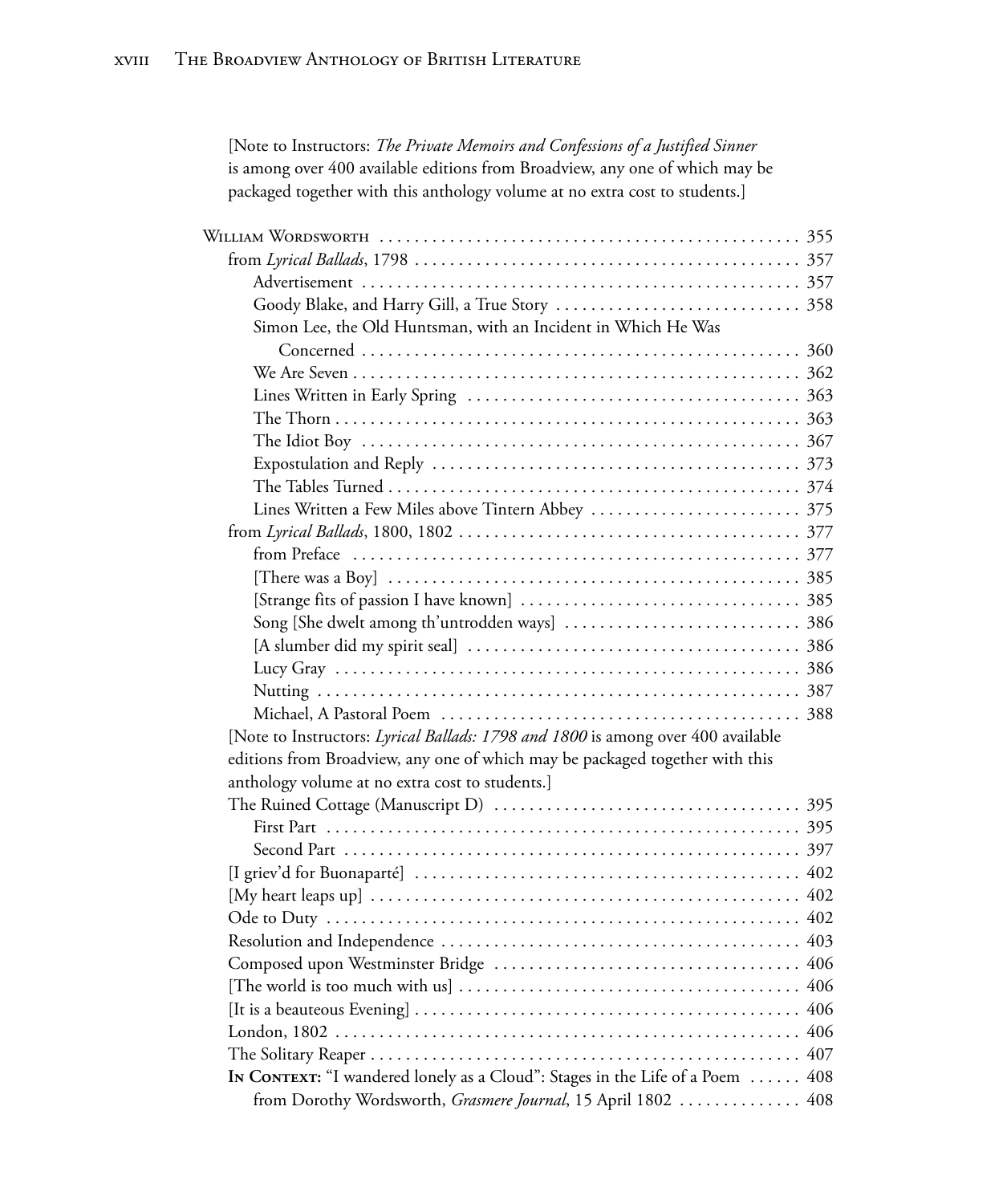[Note to Instructors: *The Private Memoirs and Confessions of a Justified Sinner* is among over 400 available editions from Broadview, any one of which may be packaged together with this anthology volume at no extra cost to students.]

William Wordsworth . . . . . . . . . . 355
- from *Lyrical Ballads*, 1798 . . . . . . . . . . 357
  - Advertisement . . . . . . . . . . 357
  - Goody Blake, and Harry Gill, a True Story . . . . . . . . . . 358
  - Simon Lee, the Old Huntsman, with an Incident in Which He Was Concerned . . . . . . . . . . 360
  - We Are Seven . . . . . . . . . . 362
  - Lines Written in Early Spring . . . . . . . . . . 363
  - The Thorn . . . . . . . . . . 363
  - The Idiot Boy . . . . . . . . . . 367
  - Expostulation and Reply . . . . . . . . . . 373
  - The Tables Turned . . . . . . . . . . 374
  - Lines Written a Few Miles above Tintern Abbey . . . . . . . . . . 375
- from *Lyrical Ballads*, 1800, 1802 . . . . . . . . . . 377
  - from Preface . . . . . . . . . . 377
  - [There was a Boy] . . . . . . . . . . 385
  - [Strange fits of passion I have known] . . . . . . . . . . 385
  - Song [She dwelt among th'untrodden ways] . . . . . . . . . . 386
  - [A slumber did my spirit seal] . . . . . . . . . . 386
  - Lucy Gray . . . . . . . . . . 386
  - Nutting . . . . . . . . . . 387
  - Michael, A Pastoral Poem . . . . . . . . . . 388
- [Note to Instructors: *Lyrical Ballads: 1798 and 1800* is among over 400 available editions from Broadview, any one of which may be packaged together with this anthology volume at no extra cost to students.]
- The Ruined Cottage (Manuscript D) . . . . . . . . . . 395
  - First Part . . . . . . . . . . 395
  - Second Part . . . . . . . . . . 397
- [I griev'd for Buonaparté] . . . . . . . . . . 402
- [My heart leaps up] . . . . . . . . . . 402
- Ode to Duty . . . . . . . . . . 402
- Resolution and Independence . . . . . . . . . . 403
- Composed upon Westminster Bridge . . . . . . . . . . 406
- [The world is too much with us] . . . . . . . . . . 406
- [It is a beauteous Evening] . . . . . . . . . . 406
- London, 1802 . . . . . . . . . . 406
- The Solitary Reaper . . . . . . . . . . 407
- **In Context:** "I wandered lonely as a Cloud": Stages in the Life of a Poem . . . . . . 408
  - from Dorothy Wordsworth, *Grasmere Journal*, 15 April 1802 . . . . . . . . . . 408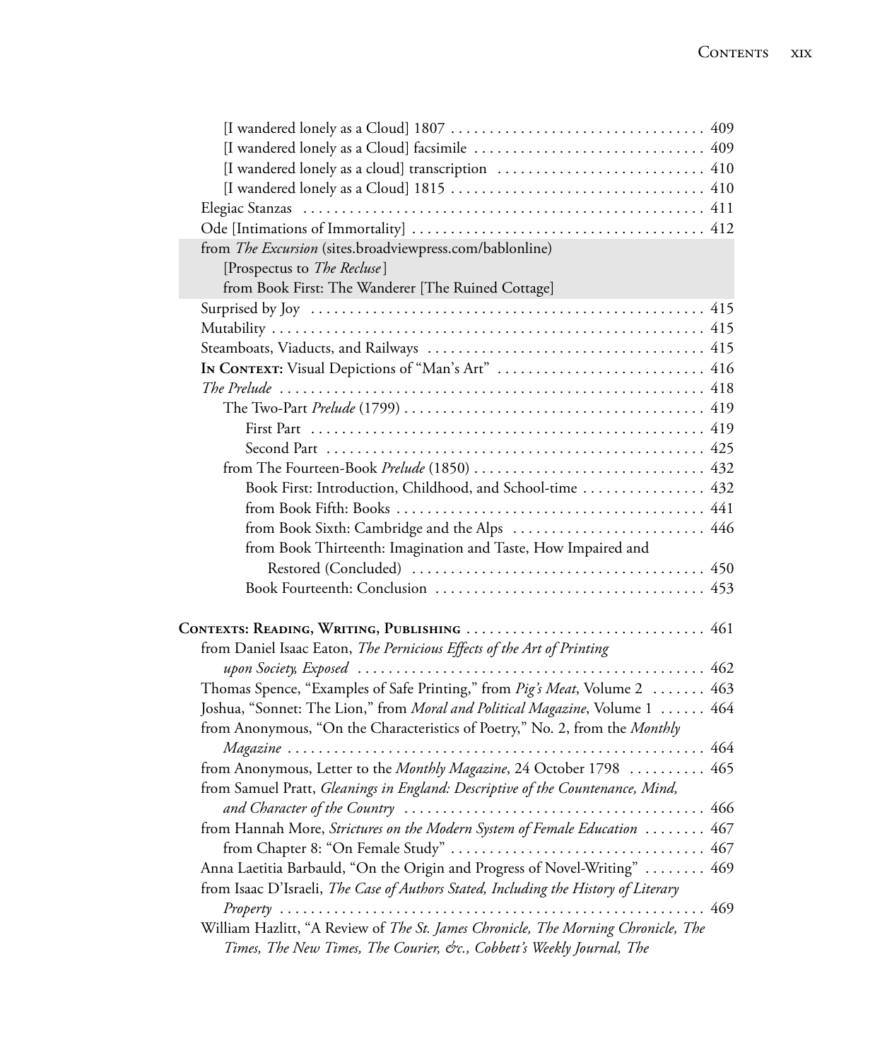[I wandered lonely as a Cloud] 1807 . . . . . . . . . . . . . . . . . . . . . . . . . . . . . . . . . 409
[I wandered lonely as a Cloud] facsimile . . . . . . . . . . . . . . . . . . . . . . . . . . . . . . 409
[I wandered lonely as a cloud] transcription . . . . . . . . . . . . . . . . . . . . . . . . . . . 410
[I wandered lonely as a Cloud] 1815 . . . . . . . . . . . . . . . . . . . . . . . . . . . . . . . . . 410
Elegiac Stanzas . . . . . . . . . . . . . . . . . . . . . . . . . . . . . . . . . . . . . . . . . . . . . . . . . . . . 411
Ode [Intimations of Immortality] . . . . . . . . . . . . . . . . . . . . . . . . . . . . . . . . . . . . . . 412
from *The Excursion* (sites.broadviewpress.com/bablonline)
[Prospectus to *The Recluse*]
from Book First: The Wanderer [The Ruined Cottage]
Surprised by Joy . . . . . . . . . . . . . . . . . . . . . . . . . . . . . . . . . . . . . . . . . . . . . . . . . . . 415
Mutability . . . . . . . . . . . . . . . . . . . . . . . . . . . . . . . . . . . . . . . . . . . . . . . . . . . . . . . . . 415
Steamboats, Viaducts, and Railways . . . . . . . . . . . . . . . . . . . . . . . . . . . . . . . . . . . . 415
**In Context:** Visual Depictions of "Man's Art" . . . . . . . . . . . . . . . . . . . . . . . . . . . 416
*The Prelude* . . . . . . . . . . . . . . . . . . . . . . . . . . . . . . . . . . . . . . . . . . . . . . . . . . . . . . . 418
The Two-Part *Prelude* (1799) . . . . . . . . . . . . . . . . . . . . . . . . . . . . . . . . . . . . . . . 419
First Part . . . . . . . . . . . . . . . . . . . . . . . . . . . . . . . . . . . . . . . . . . . . . . . . . . . . 419
Second Part . . . . . . . . . . . . . . . . . . . . . . . . . . . . . . . . . . . . . . . . . . . . . . . . . . 425
from The Fourteen-Book *Prelude* (1850) . . . . . . . . . . . . . . . . . . . . . . . . . . . . . . 432
Book First: Introduction, Childhood, and School-time . . . . . . . . . . . . . . . . 432
from Book Fifth: Books . . . . . . . . . . . . . . . . . . . . . . . . . . . . . . . . . . . . . . . . 441
from Book Sixth: Cambridge and the Alps . . . . . . . . . . . . . . . . . . . . . . . . . 446
from Book Thirteenth: Imagination and Taste, How Impaired and Restored (Concluded) . . . . . . . . . . . . . . . . . . . . . . . . . . . . . . . . . . . . . 450
Book Fourteenth: Conclusion . . . . . . . . . . . . . . . . . . . . . . . . . . . . . . . . . . 453

**Contexts: Reading, Writing, Publishing** . . . . . . . . . . . . . . . . . . . . . . . . . . . . . . . 461
from Daniel Isaac Eaton, *The Pernicious Effects of the Art of Printing upon Society, Exposed* . . . . . . . . . . . . . . . . . . . . . . . . . . . . . . . . . . . . . . . . . . . . . 462
Thomas Spence, "Examples of Safe Printing," from *Pig's Meat*, Volume 2 . . . . . . . 463
Joshua, "Sonnet: The Lion," from *Moral and Political Magazine*, Volume 1 . . . . . . 464
from Anonymous, "On the Characteristics of Poetry," No. 2, from the *Monthly Magazine* . . . . . . . . . . . . . . . . . . . . . . . . . . . . . . . . . . . . . . . . . . . . . . . . . . . . . . 464
from Anonymous, Letter to the *Monthly Magazine*, 24 October 1798 . . . . . . . . . . 465
from Samuel Pratt, *Gleanings in England: Descriptive of the Countenance, Mind, and Character of the Country* . . . . . . . . . . . . . . . . . . . . . . . . . . . . . . . . . . . . . . . 466
from Hannah More, *Strictures on the Modern System of Female Education* . . . . . . . . 467
from Chapter 8: "On Female Study" . . . . . . . . . . . . . . . . . . . . . . . . . . . . . . . . . 467
Anna Laetitia Barbauld, "On the Origin and Progress of Novel-Writing" . . . . . . . . 469
from Isaac D'Israeli, *The Case of Authors Stated, Including the History of Literary Property* . . . . . . . . . . . . . . . . . . . . . . . . . . . . . . . . . . . . . . . . . . . . . . . . . . . . . . . 469
William Hazlitt, "A Review of *The St. James Chronicle, The Morning Chronicle, The Times, The New Times, The Courier, &c., Cobbett's Weekly Journal, The*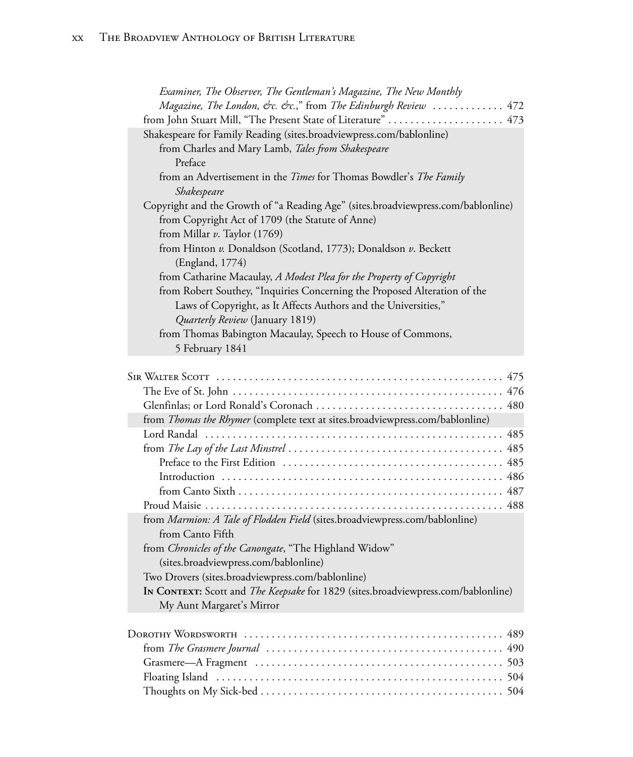*Examiner, The Observer, The Gentleman's Magazine, The New Monthly Magazine, The London, &c. &c.*," from *The Edinburgh Review* . . . . . . . . . . . . 472
from John Stuart Mill, "The Present State of Literature" . . . . . . . . . . . . . . . . . . . . 473
Shakespeare for Family Reading (sites.broadviewpress.com/bablonline)
  from Charles and Mary Lamb, *Tales from Shakespeare*
    Preface
  from an Advertisement in the *Times* for Thomas Bowdler's *The Family Shakespeare*
Copyright and the Growth of "a Reading Age" (sites.broadviewpress.com/bablonline)
  from Copyright Act of 1709 (the Statute of Anne)
  from Millar *v*. Taylor (1769)
  from Hinton *v.* Donaldson (Scotland, 1773); Donaldson *v*. Beckett (England, 1774)
  from Catharine Macaulay, *A Modest Plea for the Property of Copyright*
  from Robert Southey, "Inquiries Concerning the Proposed Alteration of the Laws of Copyright, as It Affects Authors and the Universities," *Quarterly Review* (January 1819)
  from Thomas Babington Macaulay, Speech to House of Commons, 5 February 1841

Sir Walter Scott . . . . . . . . . . . . . . . . . . . . . . . . . . . . . . . . . . . . . . . . . . . . . . . . . . . 475
The Eve of St. John . . . . . . . . . . . . . . . . . . . . . . . . . . . . . . . . . . . . . . . . . . . . . . . . 476
Glenfinlas; or Lord Ronald's Coronach . . . . . . . . . . . . . . . . . . . . . . . . . . . . . . . . . 480
from *Thomas the Rhymer* (complete text at sites.broadviewpress.com/bablonline)
Lord Randal . . . . . . . . . . . . . . . . . . . . . . . . . . . . . . . . . . . . . . . . . . . . . . . . . . . . . 485
from *The Lay of the Last Minstrel* . . . . . . . . . . . . . . . . . . . . . . . . . . . . . . . . . . . . . 485
  Preface to the First Edition . . . . . . . . . . . . . . . . . . . . . . . . . . . . . . . . . . . . . . . 485
  Introduction . . . . . . . . . . . . . . . . . . . . . . . . . . . . . . . . . . . . . . . . . . . . . . . . . . . 486
  from Canto Sixth . . . . . . . . . . . . . . . . . . . . . . . . . . . . . . . . . . . . . . . . . . . . . . . . 487
Proud Maisie . . . . . . . . . . . . . . . . . . . . . . . . . . . . . . . . . . . . . . . . . . . . . . . . . . . . . 488
from *Marmion: A Tale of Flodden Field* (sites.broadviewpress.com/bablonline)
  from Canto Fifth
from *Chronicles of the Canongate*, "The Highland Widow" (sites.broadviewpress.com/bablonline)
Two Drovers (sites.broadviewpress.com/bablonline)
**In Context:** Scott and *The Keepsake* for 1829 (sites.broadviewpress.com/bablonline)
  My Aunt Margaret's Mirror

Dorothy Wordsworth . . . . . . . . . . . . . . . . . . . . . . . . . . . . . . . . . . . . . . . . . . . . . . . 489
from *The Grasmere Journal* . . . . . . . . . . . . . . . . . . . . . . . . . . . . . . . . . . . . . . . . . . 490
Grasmere—A Fragment . . . . . . . . . . . . . . . . . . . . . . . . . . . . . . . . . . . . . . . . . . . . . 503
Floating Island . . . . . . . . . . . . . . . . . . . . . . . . . . . . . . . . . . . . . . . . . . . . . . . . . . . 504
Thoughts on My Sick-bed . . . . . . . . . . . . . . . . . . . . . . . . . . . . . . . . . . . . . . . . . . . . 504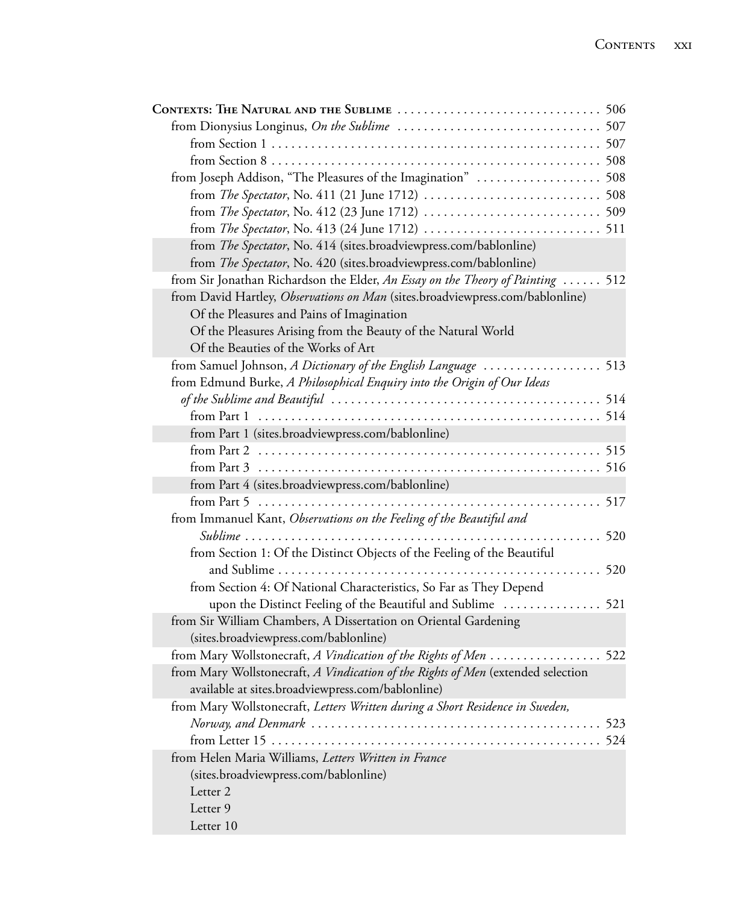**Contexts: The Natural and the Sublime** ..... 506

- from Dionysius Longinus, *On the Sublime* ..... 507
  - from Section 1 ..... 507
  - from Section 8 ..... 508
- from Joseph Addison, "The Pleasures of the Imagination" ..... 508
  - from *The Spectator*, No. 411 (21 June 1712) ..... 508
  - from *The Spectator*, No. 412 (23 June 1712) ..... 509
  - from *The Spectator*, No. 413 (24 June 1712) ..... 511
  - from *The Spectator*, No. 414 (sites.broadviewpress.com/bablonline)
  - from *The Spectator*, No. 420 (sites.broadviewpress.com/bablonline)
- from Sir Jonathan Richardson the Elder, *An Essay on the Theory of Painting* ..... 512
- from David Hartley, *Observations on Man* (sites.broadviewpress.com/bablonline)
  - Of the Pleasures and Pains of Imagination
  - Of the Pleasures Arising from the Beauty of the Natural World
  - Of the Beauties of the Works of Art
- from Samuel Johnson, *A Dictionary of the English Language* ..... 513
- from Edmund Burke, *A Philosophical Enquiry into the Origin of Our Ideas of the Sublime and Beautiful* ..... 514
  - from Part 1 ..... 514
  - from Part 1 (sites.broadviewpress.com/bablonline)
  - from Part 2 ..... 515
  - from Part 3 ..... 516
  - from Part 4 (sites.broadviewpress.com/bablonline)
  - from Part 5 ..... 517
- from Immanuel Kant, *Observations on the Feeling of the Beautiful and Sublime* ..... 520
  - from Section 1: Of the Distinct Objects of the Feeling of the Beautiful and Sublime ..... 520
  - from Section 4: Of National Characteristics, So Far as They Depend upon the Distinct Feeling of the Beautiful and Sublime ..... 521
- from Sir William Chambers, A Dissertation on Oriental Gardening (sites.broadviewpress.com/bablonline)
- from Mary Wollstonecraft, *A Vindication of the Rights of Men* ..... 522
- from Mary Wollstonecraft, *A Vindication of the Rights of Men* (extended selection available at sites.broadviewpress.com/bablonline)
- from Mary Wollstonecraft, *Letters Written during a Short Residence in Sweden, Norway, and Denmark* ..... 523
  - from Letter 15 ..... 524
- from Helen Maria Williams, *Letters Written in France* (sites.broadviewpress.com/bablonline)
  - Letter 2
  - Letter 9
  - Letter 10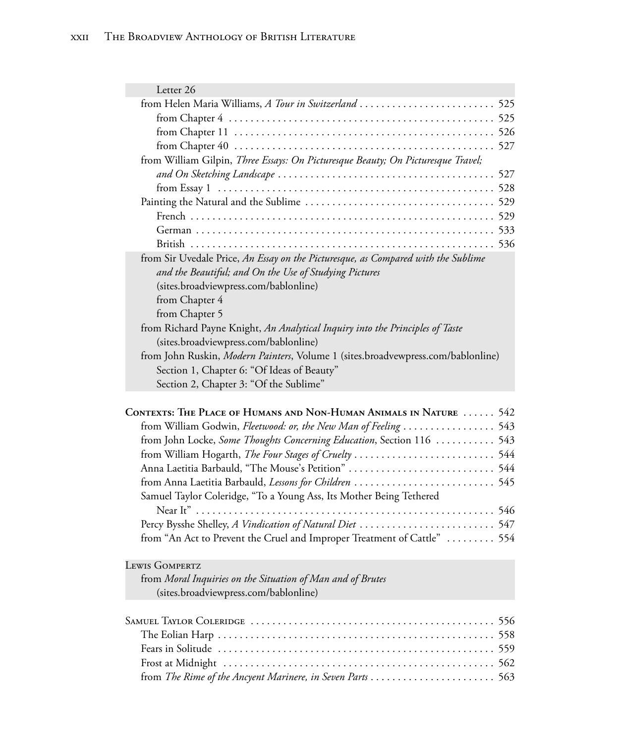Letter 26

from Helen Maria Williams, *A Tour in Switzerland* . . . . . . . . . . . . . . . . . . . . . . . . . 525

from Chapter 4 . . . . . . . . . . . . . . . . . . . . . . . . . . . . . . . . . . . . . . . . . . . . . . . . 525

from Chapter 11 . . . . . . . . . . . . . . . . . . . . . . . . . . . . . . . . . . . . . . . . . . . . . . . 526

from Chapter 40 . . . . . . . . . . . . . . . . . . . . . . . . . . . . . . . . . . . . . . . . . . . . . . . 527

from William Gilpin, *Three Essays: On Picturesque Beauty; On Picturesque Travel; and On Sketching Landscape* . . . . . . . . . . . . . . . . . . . . . . . . . . . . . . . . . . . . . . . 527

from Essay 1 . . . . . . . . . . . . . . . . . . . . . . . . . . . . . . . . . . . . . . . . . . . . . . . . . . 528

Painting the Natural and the Sublime . . . . . . . . . . . . . . . . . . . . . . . . . . . . . . . . . . 529

French . . . . . . . . . . . . . . . . . . . . . . . . . . . . . . . . . . . . . . . . . . . . . . . . . . . . . . . 529

German . . . . . . . . . . . . . . . . . . . . . . . . . . . . . . . . . . . . . . . . . . . . . . . . . . . . . . 533

British . . . . . . . . . . . . . . . . . . . . . . . . . . . . . . . . . . . . . . . . . . . . . . . . . . . . . . . 536

from Sir Uvedale Price, *An Essay on the Picturesque, as Compared with the Sublime and the Beautiful; and On the Use of Studying Pictures* (sites.broadviewpress.com/bablonline)

from Chapter 4

from Chapter 5

from Richard Payne Knight, *An Analytical Inquiry into the Principles of Taste* (sites.broadviewpress.com/bablonline)

from John Ruskin, *Modern Painters*, Volume 1 (sites.broadvewpress.com/bablonline)

Section 1, Chapter 6: "Of Ideas of Beauty"

Section 2, Chapter 3: "Of the Sublime"

**Contexts: The Place of Humans and Non-Human Animals in Nature** . . . . . . 542

from William Godwin, *Fleetwood: or, the New Man of Feeling* . . . . . . . . . . . . . . . . 543

from John Locke, *Some Thoughts Concerning Education*, Section 116 . . . . . . . . . . . 543

from William Hogarth, *The Four Stages of Cruelty* . . . . . . . . . . . . . . . . . . . . . . . . . 544

Anna Laetitia Barbauld, "The Mouse's Petition" . . . . . . . . . . . . . . . . . . . . . . . . . . 544

from Anna Laetitia Barbauld, *Lessons for Children* . . . . . . . . . . . . . . . . . . . . . . . . . 545

Samuel Taylor Coleridge, "To a Young Ass, Its Mother Being Tethered Near It" . . . . . . . . . . . . . . . . . . . . . . . . . . . . . . . . . . . . . . . . . . . . . . . . . . . . . 546

Percy Bysshe Shelley, *A Vindication of Natural Diet* . . . . . . . . . . . . . . . . . . . . . . . . 547

from "An Act to Prevent the Cruel and Improper Treatment of Cattle" . . . . . . . . . 554

**Lewis Gompertz**

from *Moral Inquiries on the Situation of Man and of Brutes* (sites.broadviewpress.com/bablonline)

**Samuel Taylor Coleridge** . . . . . . . . . . . . . . . . . . . . . . . . . . . . . . . . . . . . . . . . . . . . 556

The Eolian Harp . . . . . . . . . . . . . . . . . . . . . . . . . . . . . . . . . . . . . . . . . . . . . . . . . . . 558

Fears in Solitude . . . . . . . . . . . . . . . . . . . . . . . . . . . . . . . . . . . . . . . . . . . . . . . . . . . 559

Frost at Midnight . . . . . . . . . . . . . . . . . . . . . . . . . . . . . . . . . . . . . . . . . . . . . . . . . . 562

from *The Rime of the Ancyent Marinere, in Seven Parts* . . . . . . . . . . . . . . . . . . . . . . . 563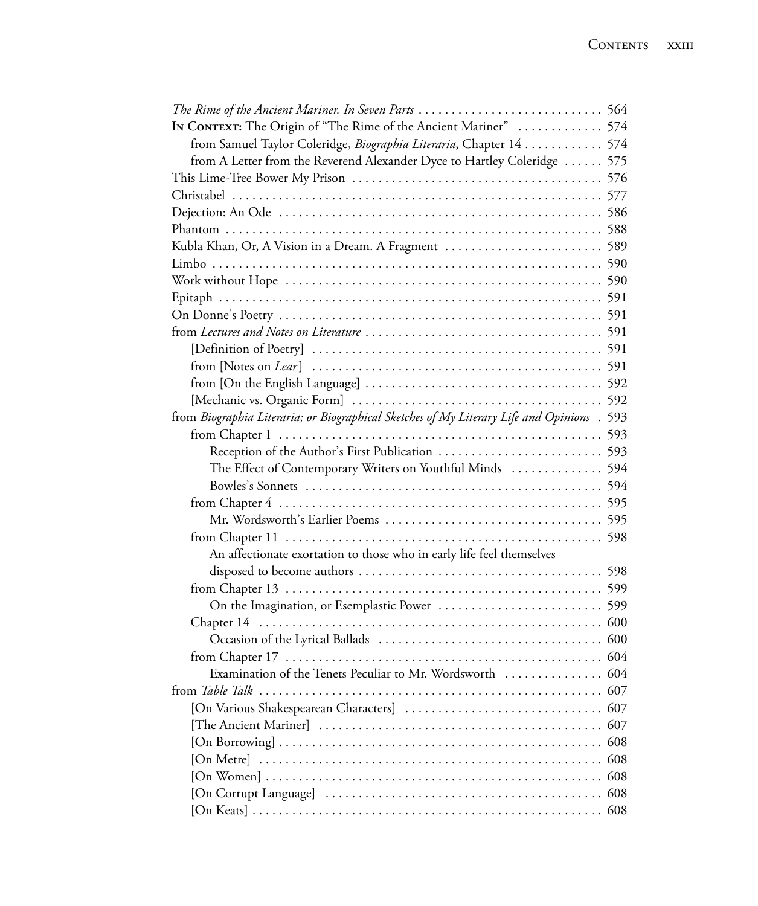*The Rime of the Ancient Mariner. In Seven Parts* . . . . . . . . . . . . . . . . . . . . . . . . . . . . 564
**In Context:** The Origin of "The Rime of the Ancient Mariner" . . . . . . . . . . . . . 574
  from Samuel Taylor Coleridge, *Biographia Literaria*, Chapter 14 . . . . . . . . . . . . 574
  from A Letter from the Reverend Alexander Dyce to Hartley Coleridge . . . . . . 575
This Lime-Tree Bower My Prison . . . . . . . . . . . . . . . . . . . . . . . . . . . . . . . . . . . . 576
Christabel . . . . . . . . . . . . . . . . . . . . . . . . . . . . . . . . . . . . . . . . . . . . . . . . . . . . 577
Dejection: An Ode . . . . . . . . . . . . . . . . . . . . . . . . . . . . . . . . . . . . . . . . . . . . . . . 586
Phantom . . . . . . . . . . . . . . . . . . . . . . . . . . . . . . . . . . . . . . . . . . . . . . . . . . . . . . 588
Kubla Khan, Or, A Vision in a Dream. A Fragment . . . . . . . . . . . . . . . . . . . . . . . . 589
Limbo . . . . . . . . . . . . . . . . . . . . . . . . . . . . . . . . . . . . . . . . . . . . . . . . . . . . . . . . 590
Work without Hope . . . . . . . . . . . . . . . . . . . . . . . . . . . . . . . . . . . . . . . . . . . . . . 590
Epitaph . . . . . . . . . . . . . . . . . . . . . . . . . . . . . . . . . . . . . . . . . . . . . . . . . . . . . . . 591
On Donne's Poetry . . . . . . . . . . . . . . . . . . . . . . . . . . . . . . . . . . . . . . . . . . . . . . . 591
from *Lectures and Notes on Literature* . . . . . . . . . . . . . . . . . . . . . . . . . . . . . . . . . . 591
  [Definition of Poetry] . . . . . . . . . . . . . . . . . . . . . . . . . . . . . . . . . . . . . . . . . . 591
  from [Notes on *Lear*] . . . . . . . . . . . . . . . . . . . . . . . . . . . . . . . . . . . . . . . . . . 591
  from [On the English Language] . . . . . . . . . . . . . . . . . . . . . . . . . . . . . . . . . . . 592
  [Mechanic vs. Organic Form] . . . . . . . . . . . . . . . . . . . . . . . . . . . . . . . . . . . . . 592
from *Biographia Literaria; or Biographical Sketches of My Literary Life and Opinions* . 593
  from Chapter 1 . . . . . . . . . . . . . . . . . . . . . . . . . . . . . . . . . . . . . . . . . . . . . . . . 593
    Reception of the Author's First Publication . . . . . . . . . . . . . . . . . . . . . . . . 593
    The Effect of Contemporary Writers on Youthful Minds . . . . . . . . . . . . . 594
    Bowles's Sonnets . . . . . . . . . . . . . . . . . . . . . . . . . . . . . . . . . . . . . . . . . . . . 594
  from Chapter 4 . . . . . . . . . . . . . . . . . . . . . . . . . . . . . . . . . . . . . . . . . . . . . . . . 595
    Mr. Wordsworth's Earlier Poems . . . . . . . . . . . . . . . . . . . . . . . . . . . . . . . . 595
  from Chapter 11 . . . . . . . . . . . . . . . . . . . . . . . . . . . . . . . . . . . . . . . . . . . . . . . 598
    An affectionate exortation to those who in early life feel themselves disposed to become authors . . . . . . . . . . . . . . . . . . . . . . . . . . . . . . . . . . . . 598
  from Chapter 13 . . . . . . . . . . . . . . . . . . . . . . . . . . . . . . . . . . . . . . . . . . . . . . . 599
    On the Imagination, or Esemplastic Power . . . . . . . . . . . . . . . . . . . . . . . . . 599
  Chapter 14 . . . . . . . . . . . . . . . . . . . . . . . . . . . . . . . . . . . . . . . . . . . . . . . . . . . 600
    Occasion of the Lyrical Ballads . . . . . . . . . . . . . . . . . . . . . . . . . . . . . . . . . . 600
  from Chapter 17 . . . . . . . . . . . . . . . . . . . . . . . . . . . . . . . . . . . . . . . . . . . . . . . 604
    Examination of the Tenets Peculiar to Mr. Wordsworth . . . . . . . . . . . . . . . 604
from *Table Talk* . . . . . . . . . . . . . . . . . . . . . . . . . . . . . . . . . . . . . . . . . . . . . . . . . 607
  [On Various Shakespearean Characters] . . . . . . . . . . . . . . . . . . . . . . . . . . . . . . 607
  [The Ancient Mariner] . . . . . . . . . . . . . . . . . . . . . . . . . . . . . . . . . . . . . . . . . . . 607
  [On Borrowing] . . . . . . . . . . . . . . . . . . . . . . . . . . . . . . . . . . . . . . . . . . . . . . . . 608
  [On Metre] . . . . . . . . . . . . . . . . . . . . . . . . . . . . . . . . . . . . . . . . . . . . . . . . . . . 608
  [On Women] . . . . . . . . . . . . . . . . . . . . . . . . . . . . . . . . . . . . . . . . . . . . . . . . . . 608
  [On Corrupt Language] . . . . . . . . . . . . . . . . . . . . . . . . . . . . . . . . . . . . . . . . . . 608
  [On Keats] . . . . . . . . . . . . . . . . . . . . . . . . . . . . . . . . . . . . . . . . . . . . . . . . . . . 608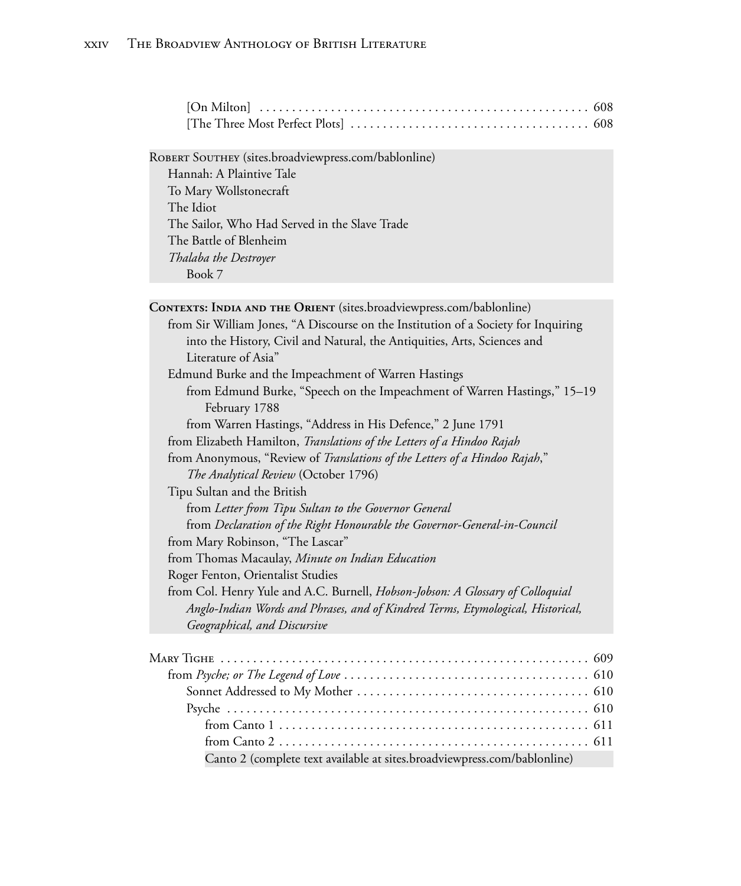[On Milton] .................................................. 608
[The Three Most Perfect Plots] .................................... 608

Robert Southey (sites.broadviewpress.com/bablonline)
Hannah: A Plaintive Tale
To Mary Wollstonecraft
The Idiot
The Sailor, Who Had Served in the Slave Trade
The Battle of Blenheim
*Thalaba the Destroyer*
Book 7

**Contexts: India and the Orient** (sites.broadviewpress.com/bablonline)
from Sir William Jones, "A Discourse on the Institution of a Society for Inquiring into the History, Civil and Natural, the Antiquities, Arts, Sciences and Literature of Asia"
Edmund Burke and the Impeachment of Warren Hastings
from Edmund Burke, "Speech on the Impeachment of Warren Hastings," 15–19 February 1788
from Warren Hastings, "Address in His Defence," 2 June 1791
from Elizabeth Hamilton, *Translations of the Letters of a Hindoo Rajah*
from Anonymous, "Review of *Translations of the Letters of a Hindoo Rajah*," *The Analytical Review* (October 1796)
Tipu Sultan and the British
from *Letter from Tipu Sultan to the Governor General*
from *Declaration of the Right Honourable the Governor-General-in-Council*
from Mary Robinson, "The Lascar"
from Thomas Macaulay, *Minute on Indian Education*
Roger Fenton, Orientalist Studies
from Col. Henry Yule and A.C. Burnell, *Hobson-Jobson: A Glossary of Colloquial Anglo-Indian Words and Phrases, and of Kindred Terms, Etymological, Historical, Geographical, and Discursive*

Mary Tighe .......................................................... 609
from *Psyche; or The Legend of Love* ..................................... 610
Sonnet Addressed to My Mother ....................................... 610
Psyche ............................................................ 610
from Canto 1 ................................................... 611
from Canto 2 ................................................... 611
Canto 2 (complete text available at sites.broadviewpress.com/bablonline)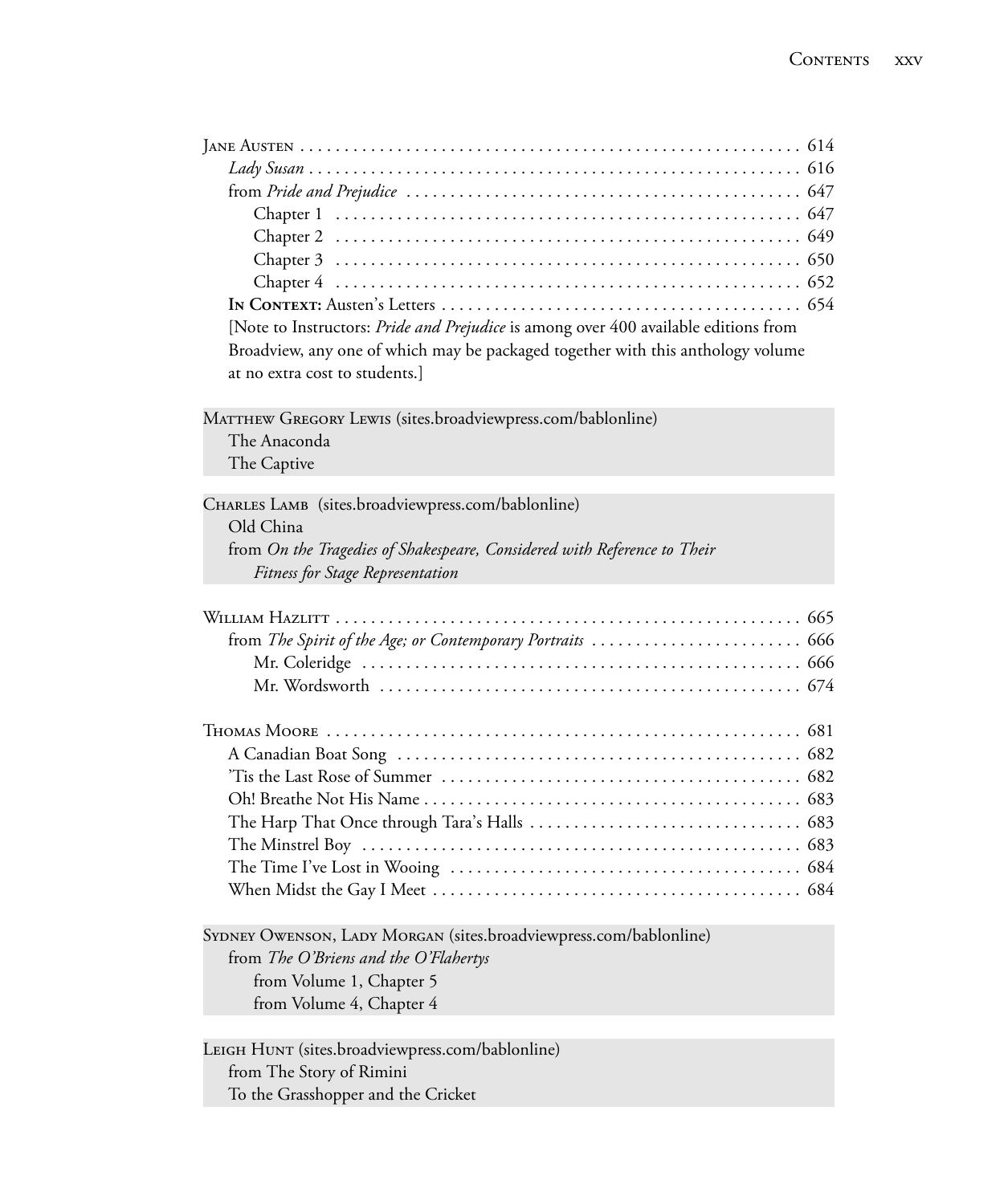Jane Austen . . . . . . . . . . . . . . . . . . . . . . . . . . . . . . . . . . . . . . . . . . . . . . . . . . . . . . . . . 614
*Lady Susan* . . . . . . . . . . . . . . . . . . . . . . . . . . . . . . . . . . . . . . . . . . . . . . . . . . . . . . . . 616
from *Pride and Prejudice* . . . . . . . . . . . . . . . . . . . . . . . . . . . . . . . . . . . . . . . . . . . . 647
Chapter 1 . . . . . . . . . . . . . . . . . . . . . . . . . . . . . . . . . . . . . . . . . . . . . . . . . . . . . 647
Chapter 2 . . . . . . . . . . . . . . . . . . . . . . . . . . . . . . . . . . . . . . . . . . . . . . . . . . . . . 649
Chapter 3 . . . . . . . . . . . . . . . . . . . . . . . . . . . . . . . . . . . . . . . . . . . . . . . . . . . . . 650
Chapter 4 . . . . . . . . . . . . . . . . . . . . . . . . . . . . . . . . . . . . . . . . . . . . . . . . . . . . . 652
**In Context:** Austen's Letters . . . . . . . . . . . . . . . . . . . . . . . . . . . . . . . . . . . . . . . . . 654
[Note to Instructors: *Pride and Prejudice* is among over 400 available editions from Broadview, any one of which may be packaged together with this anthology volume at no extra cost to students.]

Matthew Gregory Lewis (sites.broadviewpress.com/bablonline)
The Anaconda
The Captive

Charles Lamb (sites.broadviewpress.com/bablonline)
Old China
from *On the Tragedies of Shakespeare, Considered with Reference to Their Fitness for Stage Representation*

William Hazlitt . . . . . . . . . . . . . . . . . . . . . . . . . . . . . . . . . . . . . . . . . . . . . . . . . . . . 665
from *The Spirit of the Age; or Contemporary Portraits* . . . . . . . . . . . . . . . . . . . . . . . . 666
Mr. Coleridge . . . . . . . . . . . . . . . . . . . . . . . . . . . . . . . . . . . . . . . . . . . . . . . . . . 666
Mr. Wordsworth . . . . . . . . . . . . . . . . . . . . . . . . . . . . . . . . . . . . . . . . . . . . . . . . 674

Thomas Moore . . . . . . . . . . . . . . . . . . . . . . . . . . . . . . . . . . . . . . . . . . . . . . . . . . . . . 681
A Canadian Boat Song . . . . . . . . . . . . . . . . . . . . . . . . . . . . . . . . . . . . . . . . . . . . . . 682
'Tis the Last Rose of Summer . . . . . . . . . . . . . . . . . . . . . . . . . . . . . . . . . . . . . . . . . 682
Oh! Breathe Not His Name . . . . . . . . . . . . . . . . . . . . . . . . . . . . . . . . . . . . . . . . . . . 683
The Harp That Once through Tara's Halls . . . . . . . . . . . . . . . . . . . . . . . . . . . . . . . 683
The Minstrel Boy . . . . . . . . . . . . . . . . . . . . . . . . . . . . . . . . . . . . . . . . . . . . . . . . . . 683
The Time I've Lost in Wooing . . . . . . . . . . . . . . . . . . . . . . . . . . . . . . . . . . . . . . . . 684
When Midst the Gay I Meet . . . . . . . . . . . . . . . . . . . . . . . . . . . . . . . . . . . . . . . . . . 684

Sydney Owenson, Lady Morgan (sites.broadviewpress.com/bablonline)
from *The O'Briens and the O'Flahertys*
from Volume 1, Chapter 5
from Volume 4, Chapter 4

Leigh Hunt (sites.broadviewpress.com/bablonline)
from The Story of Rimini
To the Grasshopper and the Cricket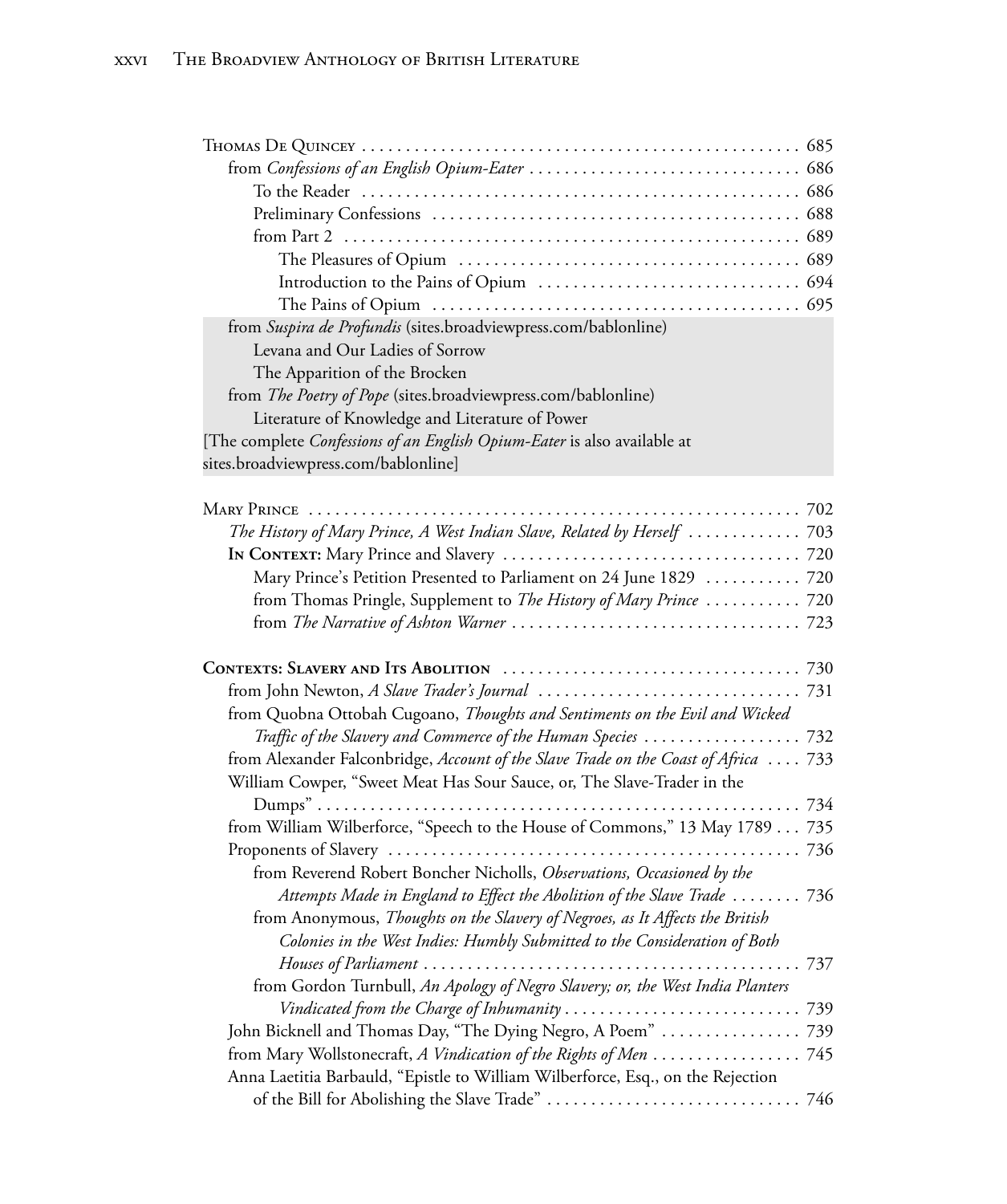Thomas De Quincey ... 685

from *Confessions of an English Opium-Eater* ... 686

To the Reader ... 686

Preliminary Confessions ... 688

from Part 2 ... 689

The Pleasures of Opium ... 689

Introduction to the Pains of Opium ... 694

The Pains of Opium ... 695

from *Suspira de Profundis* (sites.broadviewpress.com/bablonline)

Levana and Our Ladies of Sorrow

The Apparition of the Brocken

from *The Poetry of Pope* (sites.broadviewpress.com/bablonline)

Literature of Knowledge and Literature of Power

[The complete *Confessions of an English Opium-Eater* is also available at sites.broadviewpress.com/bablonline]

Mary Prince ... 702

*The History of Mary Prince, A West Indian Slave, Related by Herself* ... 703

**In Context:** Mary Prince and Slavery ... 720

Mary Prince's Petition Presented to Parliament on 24 June 1829 ... 720

from Thomas Pringle, Supplement to *The History of Mary Prince* ... 720

from *The Narrative of Ashton Warner* ... 723

**Contexts: Slavery and Its Abolition** ... 730

from John Newton, *A Slave Trader's Journal* ... 731

from Quobna Ottobah Cugoano, *Thoughts and Sentiments on the Evil and Wicked Traffic of the Slavery and Commerce of the Human Species* ... 732

from Alexander Falconbridge, *Account of the Slave Trade on the Coast of Africa* ... 733

William Cowper, "Sweet Meat Has Sour Sauce, or, The Slave-Trader in the Dumps" ... 734

from William Wilberforce, "Speech to the House of Commons," 13 May 1789 ... 735

Proponents of Slavery ... 736

from Reverend Robert Boncher Nicholls, *Observations, Occasioned by the Attempts Made in England to Effect the Abolition of the Slave Trade* ... 736

from Anonymous, *Thoughts on the Slavery of Negroes, as It Affects the British Colonies in the West Indies: Humbly Submitted to the Consideration of Both Houses of Parliament* ... 737

from Gordon Turnbull, *An Apology of Negro Slavery; or, the West India Planters Vindicated from the Charge of Inhumanity* ... 739

John Bicknell and Thomas Day, "The Dying Negro, A Poem" ... 739

from Mary Wollstonecraft, *A Vindication of the Rights of Men* ... 745

Anna Laetitia Barbauld, "Epistle to William Wilberforce, Esq., on the Rejection of the Bill for Abolishing the Slave Trade" ... 746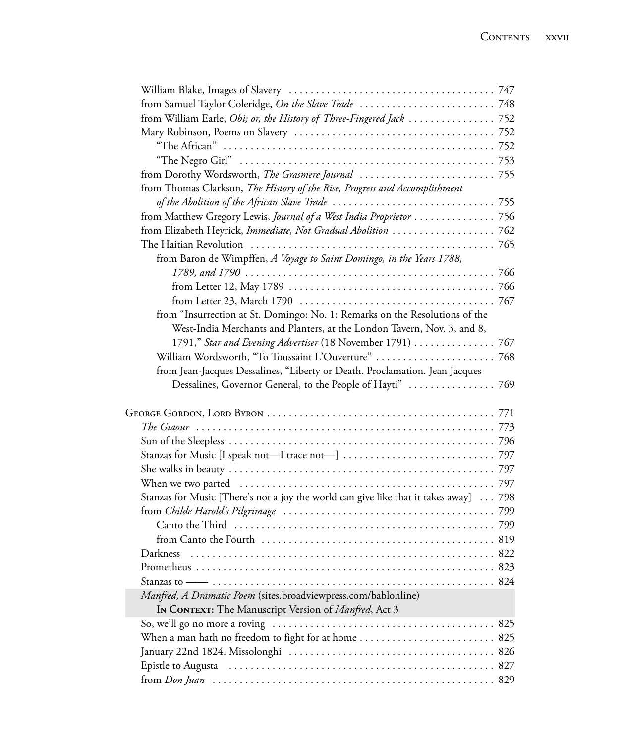William Blake, Images of Slavery . . . . . . . . . . . . . . . . . . . . . . . . . . . . . . . . . . . . . 747
from Samuel Taylor Coleridge, *On the Slave Trade* . . . . . . . . . . . . . . . . . . . . . . . . . 748
from William Earle, *Obi; or, the History of Three-Fingered Jack* . . . . . . . . . . . . . . . . 752
Mary Robinson, Poems on Slavery . . . . . . . . . . . . . . . . . . . . . . . . . . . . . . . . . . . . 752
  "The African" . . . . . . . . . . . . . . . . . . . . . . . . . . . . . . . . . . . . . . . . . . . . . . . . 752
  "The Negro Girl" . . . . . . . . . . . . . . . . . . . . . . . . . . . . . . . . . . . . . . . . . . . . . . 753
from Dorothy Wordsworth, *The Grasmere Journal* . . . . . . . . . . . . . . . . . . . . . . . . . 755
from Thomas Clarkson, *The History of the Rise, Progress and Accomplishment of the Abolition of the African Slave Trade* . . . . . . . . . . . . . . . . . . . . . . . . . . . . . . 755
from Matthew Gregory Lewis, *Journal of a West India Proprietor* . . . . . . . . . . . . . . . 756
from Elizabeth Heyrick, *Immediate, Not Gradual Abolition* . . . . . . . . . . . . . . . . . . . 762
The Haitian Revolution . . . . . . . . . . . . . . . . . . . . . . . . . . . . . . . . . . . . . . . . . . . . 765
  from Baron de Wimpffen, *A Voyage to Saint Domingo, in the Years 1788, 1789, and 1790* . . . . . . . . . . . . . . . . . . . . . . . . . . . . . . . . . . . . . . . . . . . . . 766
    from Letter 12, May 1789 . . . . . . . . . . . . . . . . . . . . . . . . . . . . . . . . . . . . . 766
    from Letter 23, March 1790 . . . . . . . . . . . . . . . . . . . . . . . . . . . . . . . . . . . . 767
  from "Insurrection at St. Domingo: No. 1: Remarks on the Resolutions of the West-India Merchants and Planters, at the London Tavern, Nov. 3, and 8, 1791," *Star and Evening Advertiser* (18 November 1791) . . . . . . . . . . . . . . . 767
  William Wordsworth, "To Toussaint L'Ouverture" . . . . . . . . . . . . . . . . . . . . . . 768
  from Jean-Jacques Dessalines, "Liberty or Death. Proclamation. Jean Jacques Dessalines, Governor General, to the People of Hayti" . . . . . . . . . . . . . . . . 769

George Gordon, Lord Byron . . . . . . . . . . . . . . . . . . . . . . . . . . . . . . . . . . . . . . . . . . 771
*The Giaour* . . . . . . . . . . . . . . . . . . . . . . . . . . . . . . . . . . . . . . . . . . . . . . . . . . . 773
Sun of the Sleepless . . . . . . . . . . . . . . . . . . . . . . . . . . . . . . . . . . . . . . . . . . . . . . 796
Stanzas for Music [I speak not—I trace not—] . . . . . . . . . . . . . . . . . . . . . . . . . . . . 797
She walks in beauty . . . . . . . . . . . . . . . . . . . . . . . . . . . . . . . . . . . . . . . . . . . . . . 797
When we two parted . . . . . . . . . . . . . . . . . . . . . . . . . . . . . . . . . . . . . . . . . . . . . . 797
Stanzas for Music [There's not a joy the world can give like that it takes away] . . . 798
from *Childe Harold's Pilgrimage* . . . . . . . . . . . . . . . . . . . . . . . . . . . . . . . . . . . . . 799
  Canto the Third . . . . . . . . . . . . . . . . . . . . . . . . . . . . . . . . . . . . . . . . . . . . . . . 799
  from Canto the Fourth . . . . . . . . . . . . . . . . . . . . . . . . . . . . . . . . . . . . . . . . . . 819
Darkness . . . . . . . . . . . . . . . . . . . . . . . . . . . . . . . . . . . . . . . . . . . . . . . . . . . . . . 822
Prometheus . . . . . . . . . . . . . . . . . . . . . . . . . . . . . . . . . . . . . . . . . . . . . . . . . . . . 823
Stanzas to —— . . . . . . . . . . . . . . . . . . . . . . . . . . . . . . . . . . . . . . . . . . . . . . . . . 824
*Manfred, A Dramatic Poem* (sites.broadviewpress.com/bablonline)
  **In Context:** The Manuscript Version of *Manfred*, Act 3
So, we'll go no more a roving . . . . . . . . . . . . . . . . . . . . . . . . . . . . . . . . . . . . . . . 825
When a man hath no freedom to fight for at home . . . . . . . . . . . . . . . . . . . . . . . . . 825
January 22nd 1824. Missolonghi . . . . . . . . . . . . . . . . . . . . . . . . . . . . . . . . . . . . . 826
Epistle to Augusta . . . . . . . . . . . . . . . . . . . . . . . . . . . . . . . . . . . . . . . . . . . . . . . 827
from *Don Juan* . . . . . . . . . . . . . . . . . . . . . . . . . . . . . . . . . . . . . . . . . . . . . . . . 829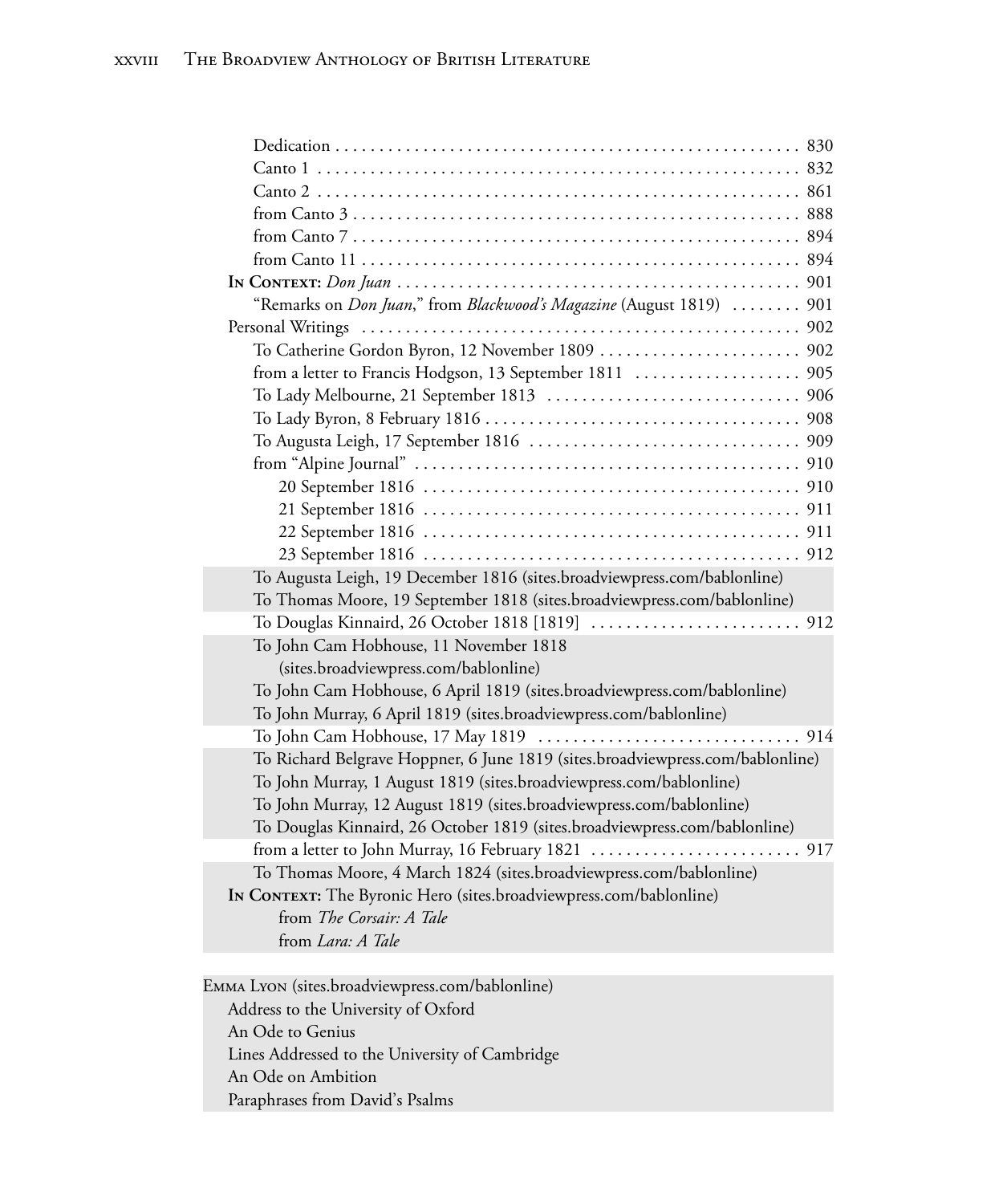Dedication . . . . . . . . . . . . . . . . . . . . . . . . . . . . . . . . . . . . . . . . . . . . . . . . . . . . 830
Canto 1 . . . . . . . . . . . . . . . . . . . . . . . . . . . . . . . . . . . . . . . . . . . . . . . . . . . . . 832
Canto 2 . . . . . . . . . . . . . . . . . . . . . . . . . . . . . . . . . . . . . . . . . . . . . . . . . . . . . 861
from Canto 3 . . . . . . . . . . . . . . . . . . . . . . . . . . . . . . . . . . . . . . . . . . . . . . . . . . 888
from Canto 7 . . . . . . . . . . . . . . . . . . . . . . . . . . . . . . . . . . . . . . . . . . . . . . . . . . 894
from Canto 11 . . . . . . . . . . . . . . . . . . . . . . . . . . . . . . . . . . . . . . . . . . . . . . . . . 894

**In Context:** *Don Juan* . . . . . . . . . . . . . . . . . . . . . . . . . . . . . . . . . . . . . . . . . . . . . 901
"Remarks on *Don Juan*," from *Blackwood's Magazine* (August 1819) . . . . . . . . 901

Personal Writings . . . . . . . . . . . . . . . . . . . . . . . . . . . . . . . . . . . . . . . . . . . . . . . . . 902
To Catherine Gordon Byron, 12 November 1809 . . . . . . . . . . . . . . . . . . . . . . . 902
from a letter to Francis Hodgson, 13 September 1811 . . . . . . . . . . . . . . . . . . 905
To Lady Melbourne, 21 September 1813 . . . . . . . . . . . . . . . . . . . . . . . . . . . . 906
To Lady Byron, 8 February 1816 . . . . . . . . . . . . . . . . . . . . . . . . . . . . . . . . . . . 908
To Augusta Leigh, 17 September 1816 . . . . . . . . . . . . . . . . . . . . . . . . . . . . . . 909
from "Alpine Journal" . . . . . . . . . . . . . . . . . . . . . . . . . . . . . . . . . . . . . . . . . . . 910
20 September 1816 . . . . . . . . . . . . . . . . . . . . . . . . . . . . . . . . . . . . . . . . . . 910
21 September 1816 . . . . . . . . . . . . . . . . . . . . . . . . . . . . . . . . . . . . . . . . . . 911
22 September 1816 . . . . . . . . . . . . . . . . . . . . . . . . . . . . . . . . . . . . . . . . . . 911
23 September 1816 . . . . . . . . . . . . . . . . . . . . . . . . . . . . . . . . . . . . . . . . . . 912
To Augusta Leigh, 19 December 1816 (sites.broadviewpress.com/bablonline)
To Thomas Moore, 19 September 1818 (sites.broadviewpress.com/bablonline)
To Douglas Kinnaird, 26 October 1818 [1819] . . . . . . . . . . . . . . . . . . . . . . . . 912
To John Cam Hobhouse, 11 November 1818 (sites.broadviewpress.com/bablonline)
To John Cam Hobhouse, 6 April 1819 (sites.broadviewpress.com/bablonline)
To John Murray, 6 April 1819 (sites.broadviewpress.com/bablonline)
To John Cam Hobhouse, 17 May 1819 . . . . . . . . . . . . . . . . . . . . . . . . . . . . . . 914
To Richard Belgrave Hoppner, 6 June 1819 (sites.broadviewpress.com/bablonline)
To John Murray, 1 August 1819 (sites.broadviewpress.com/bablonline)
To John Murray, 12 August 1819 (sites.broadviewpress.com/bablonline)
To Douglas Kinnaird, 26 October 1819 (sites.broadviewpress.com/bablonline)
from a letter to John Murray, 16 February 1821 . . . . . . . . . . . . . . . . . . . . . . . 917
To Thomas Moore, 4 March 1824 (sites.broadviewpress.com/bablonline)

**In Context:** The Byronic Hero (sites.broadviewpress.com/bablonline)
from *The Corsair: A Tale*
from *Lara: A Tale*

Emma Lyon (sites.broadviewpress.com/bablonline)
Address to the University of Oxford
An Ode to Genius
Lines Addressed to the University of Cambridge
An Ode on Ambition
Paraphrases from David's Psalms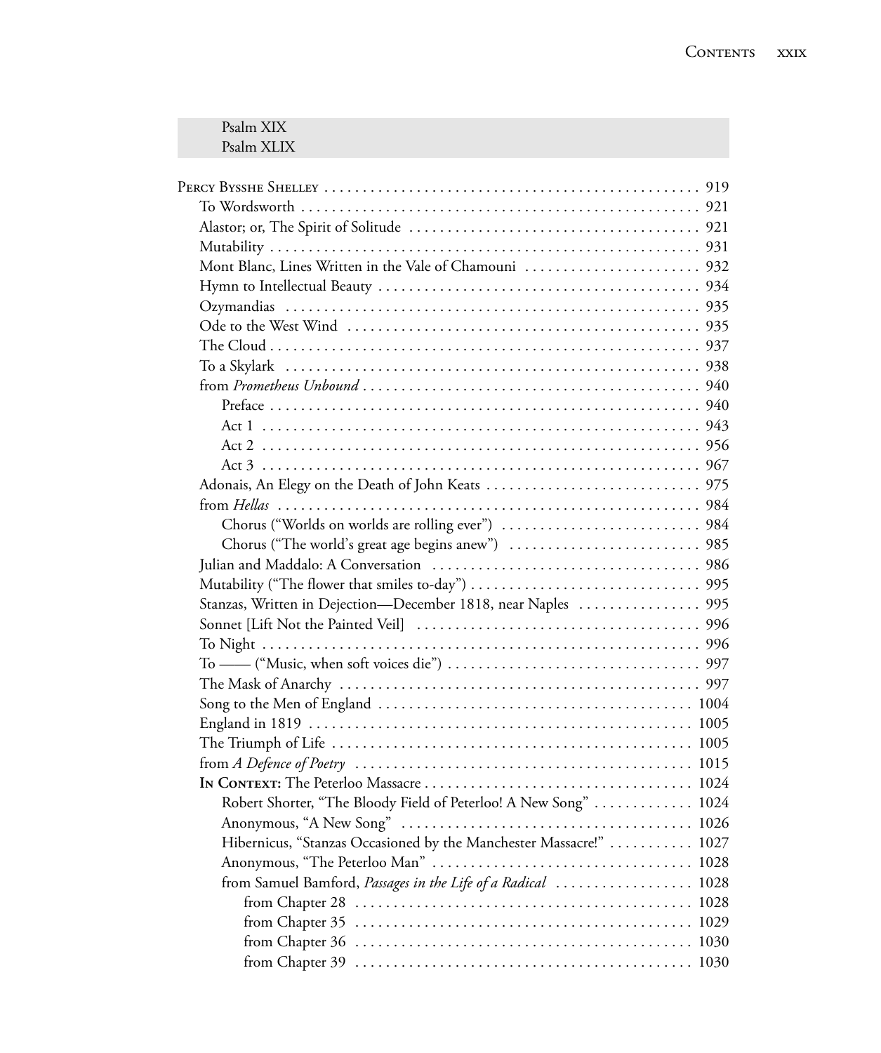Psalm XIX
Psalm XLIX

Percy Bysshe Shelley . . . . . . . . . . . . . . . . . . . . . . . . . . . . . . . . . . . . . . . . . . . . . . . . 919
- To Wordsworth . . . . . . . . . . . . . . . . . . . . . . . . . . . . . . . . . . . . . . . . . . . . . . . . . 921
- Alastor; or, The Spirit of Solitude . . . . . . . . . . . . . . . . . . . . . . . . . . . . . . . . . . . 921
- Mutability . . . . . . . . . . . . . . . . . . . . . . . . . . . . . . . . . . . . . . . . . . . . . . . . . . . . 931
- Mont Blanc, Lines Written in the Vale of Chamouni . . . . . . . . . . . . . . . . . . . . . . 932
- Hymn to Intellectual Beauty . . . . . . . . . . . . . . . . . . . . . . . . . . . . . . . . . . . . . . . 934
- Ozymandias . . . . . . . . . . . . . . . . . . . . . . . . . . . . . . . . . . . . . . . . . . . . . . . . . . . 935
- Ode to the West Wind . . . . . . . . . . . . . . . . . . . . . . . . . . . . . . . . . . . . . . . . . . . 935
- The Cloud . . . . . . . . . . . . . . . . . . . . . . . . . . . . . . . . . . . . . . . . . . . . . . . . . . . . 937
- To a Skylark . . . . . . . . . . . . . . . . . . . . . . . . . . . . . . . . . . . . . . . . . . . . . . . . . . 938
- from *Prometheus Unbound* . . . . . . . . . . . . . . . . . . . . . . . . . . . . . . . . . . . . . . . . 940
  - Preface . . . . . . . . . . . . . . . . . . . . . . . . . . . . . . . . . . . . . . . . . . . . . . . . . . . 940
  - Act 1 . . . . . . . . . . . . . . . . . . . . . . . . . . . . . . . . . . . . . . . . . . . . . . . . . . . . 943
  - Act 2 . . . . . . . . . . . . . . . . . . . . . . . . . . . . . . . . . . . . . . . . . . . . . . . . . . . . 956
  - Act 3 . . . . . . . . . . . . . . . . . . . . . . . . . . . . . . . . . . . . . . . . . . . . . . . . . . . . 967
- Adonais, An Elegy on the Death of John Keats . . . . . . . . . . . . . . . . . . . . . . . . . . . 975
- from *Hellas* . . . . . . . . . . . . . . . . . . . . . . . . . . . . . . . . . . . . . . . . . . . . . . . . . . 984
  - Chorus ("Worlds on worlds are rolling ever") . . . . . . . . . . . . . . . . . . . . . . . . . 984
  - Chorus ("The world's great age begins anew") . . . . . . . . . . . . . . . . . . . . . . . . 985
- Julian and Maddalo: A Conversation . . . . . . . . . . . . . . . . . . . . . . . . . . . . . . . . . 986
- Mutability ("The flower that smiles to-day") . . . . . . . . . . . . . . . . . . . . . . . . . . . . 995
- Stanzas, Written in Dejection—December 1818, near Naples . . . . . . . . . . . . . . . . 995
- Sonnet [Lift Not the Painted Veil] . . . . . . . . . . . . . . . . . . . . . . . . . . . . . . . . . . . 996
- To Night . . . . . . . . . . . . . . . . . . . . . . . . . . . . . . . . . . . . . . . . . . . . . . . . . . . . . 996
- To —— ("Music, when soft voices die") . . . . . . . . . . . . . . . . . . . . . . . . . . . . . . . 997
- The Mask of Anarchy . . . . . . . . . . . . . . . . . . . . . . . . . . . . . . . . . . . . . . . . . . . . 997
- Song to the Men of England . . . . . . . . . . . . . . . . . . . . . . . . . . . . . . . . . . . . . . . 1004
- England in 1819 . . . . . . . . . . . . . . . . . . . . . . . . . . . . . . . . . . . . . . . . . . . . . . . 1005
- The Triumph of Life . . . . . . . . . . . . . . . . . . . . . . . . . . . . . . . . . . . . . . . . . . . . . 1005
- from *A Defence of Poetry* . . . . . . . . . . . . . . . . . . . . . . . . . . . . . . . . . . . . . . . . . 1015
- **In Context:** The Peterloo Massacre . . . . . . . . . . . . . . . . . . . . . . . . . . . . . . . . . 1024
  - Robert Shorter, "The Bloody Field of Peterloo! A New Song" . . . . . . . . . . . . . 1024
  - Anonymous, "A New Song" . . . . . . . . . . . . . . . . . . . . . . . . . . . . . . . . . . . . . 1026
  - Hibernicus, "Stanzas Occasioned by the Manchester Massacre!" . . . . . . . . . . . 1027
  - Anonymous, "The Peterloo Man" . . . . . . . . . . . . . . . . . . . . . . . . . . . . . . . . . 1028
  - from Samuel Bamford, *Passages in the Life of a Radical* . . . . . . . . . . . . . . . . . 1028
    - from Chapter 28 . . . . . . . . . . . . . . . . . . . . . . . . . . . . . . . . . . . . . . . . . . . 1028
    - from Chapter 35 . . . . . . . . . . . . . . . . . . . . . . . . . . . . . . . . . . . . . . . . . . . 1029
    - from Chapter 36 . . . . . . . . . . . . . . . . . . . . . . . . . . . . . . . . . . . . . . . . . . . 1030
    - from Chapter 39 . . . . . . . . . . . . . . . . . . . . . . . . . . . . . . . . . . . . . . . . . . . 1030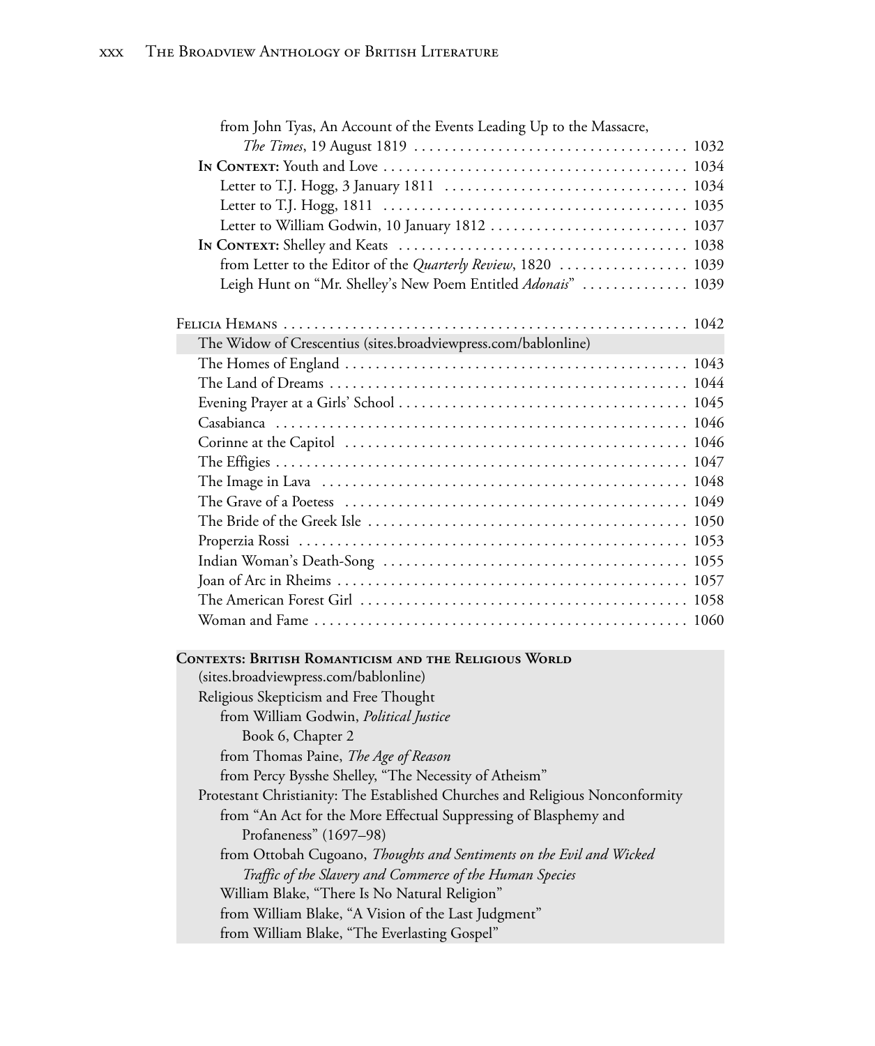from John Tyas, An Account of the Events Leading Up to the Massacre, *The Times*, 19 August 1819 . . . . . . . . . . . . . . . . . . . . . . . . . . . . . . . . . . . 1032

**In Context:** Youth and Love . . . . . . . . . . . . . . . . . . . . . . . . . . . . . . . . . . . . . . . 1034

Letter to T.J. Hogg, 3 January 1811 . . . . . . . . . . . . . . . . . . . . . . . . . . . . . . . 1034

Letter to T.J. Hogg, 1811 . . . . . . . . . . . . . . . . . . . . . . . . . . . . . . . . . . . . . . . 1035

Letter to William Godwin, 10 January 1812 . . . . . . . . . . . . . . . . . . . . . . . . . 1037

**In Context:** Shelley and Keats . . . . . . . . . . . . . . . . . . . . . . . . . . . . . . . . . . . . . 1038

from Letter to the Editor of the *Quarterly Review*, 1820 . . . . . . . . . . . . . . . . 1039

Leigh Hunt on "Mr. Shelley's New Poem Entitled *Adonais*" . . . . . . . . . . . . . 1039

Felicia Hemans . . . . . . . . . . . . . . . . . . . . . . . . . . . . . . . . . . . . . . . . . . . . . . . . . . . . 1042

The Widow of Crescentius (sites.broadviewpress.com/bablonline)

The Homes of England . . . . . . . . . . . . . . . . . . . . . . . . . . . . . . . . . . . . . . . . . . . . 1043

The Land of Dreams . . . . . . . . . . . . . . . . . . . . . . . . . . . . . . . . . . . . . . . . . . . . . . 1044

Evening Prayer at a Girls' School . . . . . . . . . . . . . . . . . . . . . . . . . . . . . . . . . . . . 1045

Casabianca . . . . . . . . . . . . . . . . . . . . . . . . . . . . . . . . . . . . . . . . . . . . . . . . . . . . 1046

Corinne at the Capitol . . . . . . . . . . . . . . . . . . . . . . . . . . . . . . . . . . . . . . . . . . . . 1046

The Effigies . . . . . . . . . . . . . . . . . . . . . . . . . . . . . . . . . . . . . . . . . . . . . . . . . . . . 1047

The Image in Lava . . . . . . . . . . . . . . . . . . . . . . . . . . . . . . . . . . . . . . . . . . . . . . . 1048

The Grave of a Poetess . . . . . . . . . . . . . . . . . . . . . . . . . . . . . . . . . . . . . . . . . . . 1049

The Bride of the Greek Isle . . . . . . . . . . . . . . . . . . . . . . . . . . . . . . . . . . . . . . . . 1050

Properzia Rossi . . . . . . . . . . . . . . . . . . . . . . . . . . . . . . . . . . . . . . . . . . . . . . . . . 1053

Indian Woman's Death-Song . . . . . . . . . . . . . . . . . . . . . . . . . . . . . . . . . . . . . . . 1055

Joan of Arc in Rheims . . . . . . . . . . . . . . . . . . . . . . . . . . . . . . . . . . . . . . . . . . . . 1057

The American Forest Girl . . . . . . . . . . . . . . . . . . . . . . . . . . . . . . . . . . . . . . . . . 1058

Woman and Fame . . . . . . . . . . . . . . . . . . . . . . . . . . . . . . . . . . . . . . . . . . . . . . . . 1060

**Contexts: British Romanticism and the Religious World**
(sites.broadviewpress.com/bablonline)

Religious Skepticism and Free Thought

from William Godwin, *Political Justice*

Book 6, Chapter 2

from Thomas Paine, *The Age of Reason*

from Percy Bysshe Shelley, "The Necessity of Atheism"

Protestant Christianity: The Established Churches and Religious Nonconformity

from "An Act for the More Effectual Suppressing of Blasphemy and Profaneness" (1697–98)

from Ottobah Cugoano, *Thoughts and Sentiments on the Evil and Wicked Traffic of the Slavery and Commerce of the Human Species*

William Blake, "There Is No Natural Religion"

from William Blake, "A Vision of the Last Judgment"

from William Blake, "The Everlasting Gospel"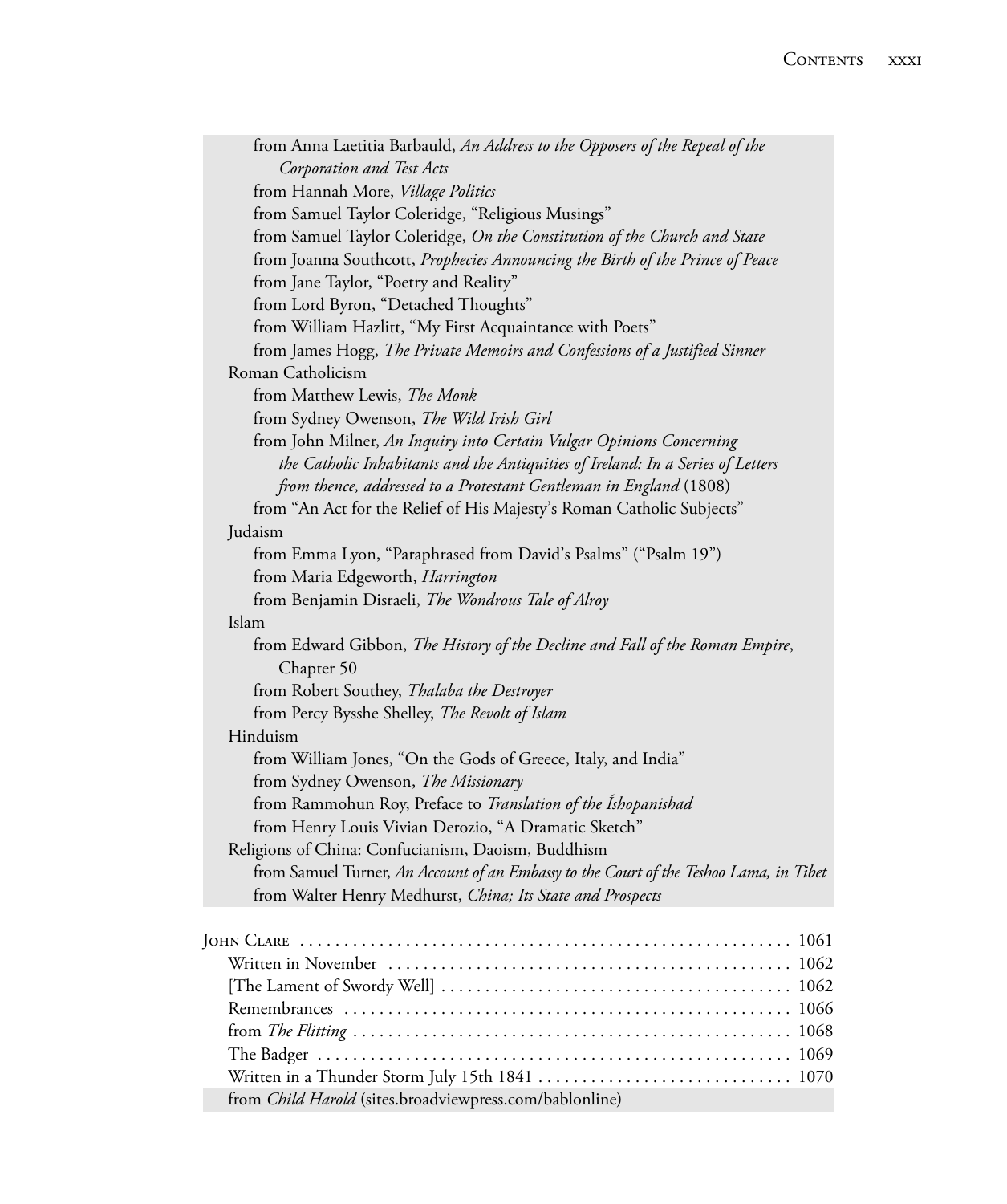from Anna Laetitia Barbauld, *An Address to the Opposers of the Repeal of the Corporation and Test Acts*
from Hannah More, *Village Politics*
from Samuel Taylor Coleridge, "Religious Musings"
from Samuel Taylor Coleridge, *On the Constitution of the Church and State*
from Joanna Southcott, *Prophecies Announcing the Birth of the Prince of Peace*
from Jane Taylor, "Poetry and Reality"
from Lord Byron, "Detached Thoughts"
from William Hazlitt, "My First Acquaintance with Poets"
from James Hogg, *The Private Memoirs and Confessions of a Justified Sinner*

Roman Catholicism
from Matthew Lewis, *The Monk*
from Sydney Owenson, *The Wild Irish Girl*
from John Milner, *An Inquiry into Certain Vulgar Opinions Concerning the Catholic Inhabitants and the Antiquities of Ireland: In a Series of Letters from thence, addressed to a Protestant Gentleman in England* (1808)
from "An Act for the Relief of His Majesty's Roman Catholic Subjects"

Judaism
from Emma Lyon, "Paraphrased from David's Psalms" ("Psalm 19")
from Maria Edgeworth, *Harrington*
from Benjamin Disraeli, *The Wondrous Tale of Alroy*

Islam
from Edward Gibbon, *The History of the Decline and Fall of the Roman Empire*, Chapter 50
from Robert Southey, *Thalaba the Destroyer*
from Percy Bysshe Shelley, *The Revolt of Islam*

Hinduism
from William Jones, "On the Gods of Greece, Italy, and India"
from Sydney Owenson, *The Missionary*
from Rammohun Roy, Preface to *Translation of the Íshopanishad*
from Henry Louis Vivian Derozio, "A Dramatic Sketch"

Religions of China: Confucianism, Daoism, Buddhism
from Samuel Turner, *An Account of an Embassy to the Court of the Teshoo Lama, in Tibet*
from Walter Henry Medhurst, *China; Its State and Prospects*

John Clare ........ 1061
Written in November ........ 1062
[The Lament of Swordy Well] ........ 1062
Remembrances ........ 1066
from *The Flitting* ........ 1068
The Badger ........ 1069
Written in a Thunder Storm July 15th 1841 ........ 1070
from *Child Harold* (sites.broadviewpress.com/bablonline)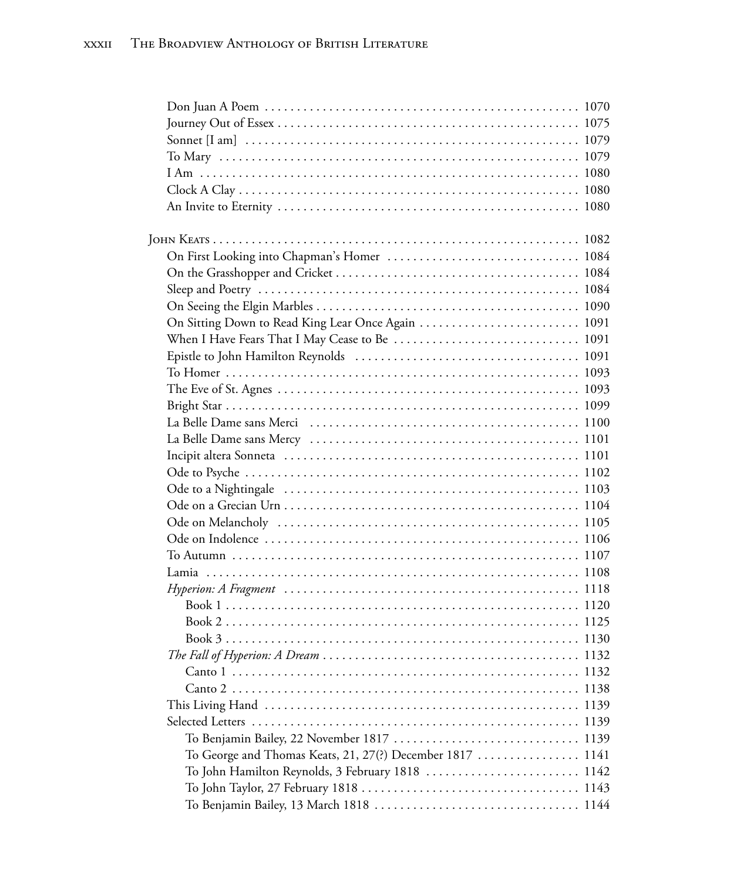Don Juan A Poem . . . . . . . . . . . . . . . . . . . . . . . . . . . . . . . . . . . . . . . . . . . . . . . 1070
Journey Out of Essex . . . . . . . . . . . . . . . . . . . . . . . . . . . . . . . . . . . . . . . . . . . . . . 1075
Sonnet [I am] . . . . . . . . . . . . . . . . . . . . . . . . . . . . . . . . . . . . . . . . . . . . . . . . . . 1079
To Mary . . . . . . . . . . . . . . . . . . . . . . . . . . . . . . . . . . . . . . . . . . . . . . . . . . . . . . 1079
I Am . . . . . . . . . . . . . . . . . . . . . . . . . . . . . . . . . . . . . . . . . . . . . . . . . . . . . . . . . 1080
Clock A Clay . . . . . . . . . . . . . . . . . . . . . . . . . . . . . . . . . . . . . . . . . . . . . . . . . . . . 1080
An Invite to Eternity . . . . . . . . . . . . . . . . . . . . . . . . . . . . . . . . . . . . . . . . . . . . . . 1080

John Keats . . . . . . . . . . . . . . . . . . . . . . . . . . . . . . . . . . . . . . . . . . . . . . . . . . . . . . . 1082
On First Looking into Chapman's Homer . . . . . . . . . . . . . . . . . . . . . . . . . . . . . 1084
On the Grasshopper and Cricket . . . . . . . . . . . . . . . . . . . . . . . . . . . . . . . . . . . . 1084
Sleep and Poetry . . . . . . . . . . . . . . . . . . . . . . . . . . . . . . . . . . . . . . . . . . . . . . . . . 1084
On Seeing the Elgin Marbles . . . . . . . . . . . . . . . . . . . . . . . . . . . . . . . . . . . . . . . 1090
On Sitting Down to Read King Lear Once Again . . . . . . . . . . . . . . . . . . . . . . . . 1091
When I Have Fears That I May Cease to Be . . . . . . . . . . . . . . . . . . . . . . . . . . . 1091
Epistle to John Hamilton Reynolds . . . . . . . . . . . . . . . . . . . . . . . . . . . . . . . . . . 1091
To Homer . . . . . . . . . . . . . . . . . . . . . . . . . . . . . . . . . . . . . . . . . . . . . . . . . . . . . . 1093
The Eve of St. Agnes . . . . . . . . . . . . . . . . . . . . . . . . . . . . . . . . . . . . . . . . . . . . . . 1093
Bright Star . . . . . . . . . . . . . . . . . . . . . . . . . . . . . . . . . . . . . . . . . . . . . . . . . . . . . . 1099
La Belle Dame sans Merci . . . . . . . . . . . . . . . . . . . . . . . . . . . . . . . . . . . . . . . . . 1100
La Belle Dame sans Mercy . . . . . . . . . . . . . . . . . . . . . . . . . . . . . . . . . . . . . . . . . 1101
Incipit altera Sonneta . . . . . . . . . . . . . . . . . . . . . . . . . . . . . . . . . . . . . . . . . . . . . 1101
Ode to Psyche . . . . . . . . . . . . . . . . . . . . . . . . . . . . . . . . . . . . . . . . . . . . . . . . . . . 1102
Ode to a Nightingale . . . . . . . . . . . . . . . . . . . . . . . . . . . . . . . . . . . . . . . . . . . . . 1103
Ode on a Grecian Urn . . . . . . . . . . . . . . . . . . . . . . . . . . . . . . . . . . . . . . . . . . . . . 1104
Ode on Melancholy . . . . . . . . . . . . . . . . . . . . . . . . . . . . . . . . . . . . . . . . . . . . . . 1105
Ode on Indolence . . . . . . . . . . . . . . . . . . . . . . . . . . . . . . . . . . . . . . . . . . . . . . . . 1106
To Autumn . . . . . . . . . . . . . . . . . . . . . . . . . . . . . . . . . . . . . . . . . . . . . . . . . . . . . 1107
Lamia . . . . . . . . . . . . . . . . . . . . . . . . . . . . . . . . . . . . . . . . . . . . . . . . . . . . . . . . . 1108
*Hyperion: A Fragment* . . . . . . . . . . . . . . . . . . . . . . . . . . . . . . . . . . . . . . . . . . . 1118
Book 1 . . . . . . . . . . . . . . . . . . . . . . . . . . . . . . . . . . . . . . . . . . . . . . . . . . . . . . 1120
Book 2 . . . . . . . . . . . . . . . . . . . . . . . . . . . . . . . . . . . . . . . . . . . . . . . . . . . . . . 1125
Book 3 . . . . . . . . . . . . . . . . . . . . . . . . . . . . . . . . . . . . . . . . . . . . . . . . . . . . . . 1130
*The Fall of Hyperion: A Dream* . . . . . . . . . . . . . . . . . . . . . . . . . . . . . . . . . . . . 1132
Canto 1 . . . . . . . . . . . . . . . . . . . . . . . . . . . . . . . . . . . . . . . . . . . . . . . . . . . . . 1132
Canto 2 . . . . . . . . . . . . . . . . . . . . . . . . . . . . . . . . . . . . . . . . . . . . . . . . . . . . . 1138
This Living Hand . . . . . . . . . . . . . . . . . . . . . . . . . . . . . . . . . . . . . . . . . . . . . . . . 1139
Selected Letters . . . . . . . . . . . . . . . . . . . . . . . . . . . . . . . . . . . . . . . . . . . . . . . . . 1139
To Benjamin Bailey, 22 November 1817 . . . . . . . . . . . . . . . . . . . . . . . . . . . . 1139
To George and Thomas Keats, 21, 27(?) December 1817 . . . . . . . . . . . . . . . . 1141
To John Hamilton Reynolds, 3 February 1818 . . . . . . . . . . . . . . . . . . . . . . . . 1142
To John Taylor, 27 February 1818 . . . . . . . . . . . . . . . . . . . . . . . . . . . . . . . . . . 1143
To Benjamin Bailey, 13 March 1818 . . . . . . . . . . . . . . . . . . . . . . . . . . . . . . . . 1144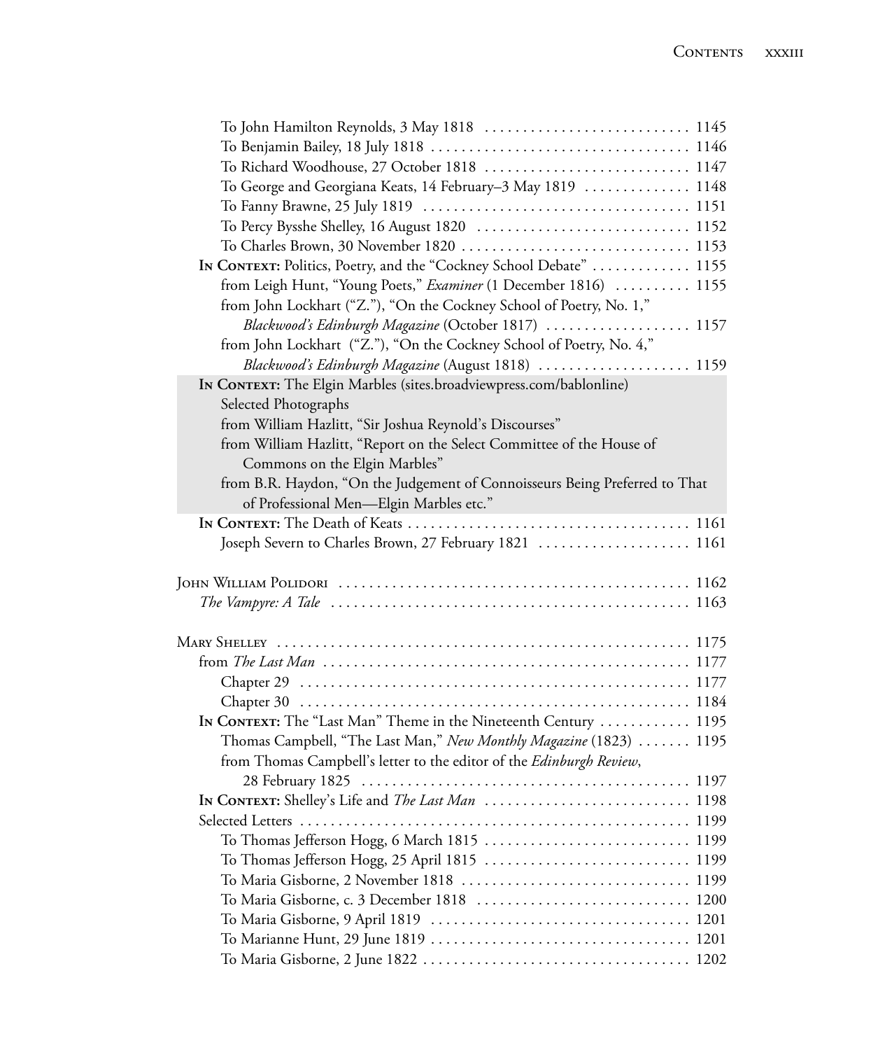To John Hamilton Reynolds, 3 May 1818 . . . . . . . . . . . . . . . . . . . . . . . . . . 1145
To Benjamin Bailey, 18 July 1818 . . . . . . . . . . . . . . . . . . . . . . . . . . . . . . . . 1146
To Richard Woodhouse, 27 October 1818 . . . . . . . . . . . . . . . . . . . . . . . . . . 1147
To George and Georgiana Keats, 14 February–3 May 1819 . . . . . . . . . . . . . 1148
To Fanny Brawne, 25 July 1819 . . . . . . . . . . . . . . . . . . . . . . . . . . . . . . . . . 1151
To Percy Bysshe Shelley, 16 August 1820 . . . . . . . . . . . . . . . . . . . . . . . . . . . 1152
To Charles Brown, 30 November 1820 . . . . . . . . . . . . . . . . . . . . . . . . . . . . . 1153

**In Context:** Politics, Poetry, and the "Cockney School Debate" . . . . . . . . . . . . 1155
from Leigh Hunt, "Young Poets," *Examiner* (1 December 1816) . . . . . . . . . . 1155
from John Lockhart ("Z."), "On the Cockney School of Poetry, No. 1," *Blackwood's Edinburgh Magazine* (October 1817) . . . . . . . . . . . . . . . . . . 1157
from John Lockhart ("Z."), "On the Cockney School of Poetry, No. 4," *Blackwood's Edinburgh Magazine* (August 1818) . . . . . . . . . . . . . . . . . . . 1159

**In Context:** The Elgin Marbles (sites.broadviewpress.com/bablonline)
Selected Photographs
from William Hazlitt, "Sir Joshua Reynold's Discourses"
from William Hazlitt, "Report on the Select Committee of the House of Commons on the Elgin Marbles"
from B.R. Haydon, "On the Judgement of Connoisseurs Being Preferred to That of Professional Men—Elgin Marbles etc."

**In Context:** The Death of Keats . . . . . . . . . . . . . . . . . . . . . . . . . . . . . . . . . . . 1161
Joseph Severn to Charles Brown, 27 February 1821 . . . . . . . . . . . . . . . . . . . 1161

John William Polidori . . . . . . . . . . . . . . . . . . . . . . . . . . . . . . . . . . . . . . . . . . . . 1162
*The Vampyre: A Tale* . . . . . . . . . . . . . . . . . . . . . . . . . . . . . . . . . . . . . . . . . . . . 1163

Mary Shelley . . . . . . . . . . . . . . . . . . . . . . . . . . . . . . . . . . . . . . . . . . . . . . . . . . . . . 1175
from *The Last Man* . . . . . . . . . . . . . . . . . . . . . . . . . . . . . . . . . . . . . . . . . . . . . . . 1177
Chapter 29 . . . . . . . . . . . . . . . . . . . . . . . . . . . . . . . . . . . . . . . . . . . . . . . . . . 1177
Chapter 30 . . . . . . . . . . . . . . . . . . . . . . . . . . . . . . . . . . . . . . . . . . . . . . . . . . 1184

**In Context:** The "Last Man" Theme in the Nineteenth Century . . . . . . . . . . . 1195
Thomas Campbell, "The Last Man," *New Monthly Magazine* (1823) . . . . . . . 1195
from Thomas Campbell's letter to the editor of the *Edinburgh Review*, 28 February 1825 . . . . . . . . . . . . . . . . . . . . . . . . . . . . . . . . . . . . . . . . . . 1197

**In Context:** Shelley's Life and *The Last Man* . . . . . . . . . . . . . . . . . . . . . . . . . . 1198
Selected Letters . . . . . . . . . . . . . . . . . . . . . . . . . . . . . . . . . . . . . . . . . . . . . . . . . . 1199
To Thomas Jefferson Hogg, 6 March 1815 . . . . . . . . . . . . . . . . . . . . . . . . . . 1199
To Thomas Jefferson Hogg, 25 April 1815 . . . . . . . . . . . . . . . . . . . . . . . . . . 1199
To Maria Gisborne, 2 November 1818 . . . . . . . . . . . . . . . . . . . . . . . . . . . . . 1199
To Maria Gisborne, c. 3 December 1818 . . . . . . . . . . . . . . . . . . . . . . . . . . . . 1200
To Maria Gisborne, 9 April 1819 . . . . . . . . . . . . . . . . . . . . . . . . . . . . . . . . . 1201
To Marianne Hunt, 29 June 1819 . . . . . . . . . . . . . . . . . . . . . . . . . . . . . . . . . 1201
To Maria Gisborne, 2 June 1822 . . . . . . . . . . . . . . . . . . . . . . . . . . . . . . . . . . 1202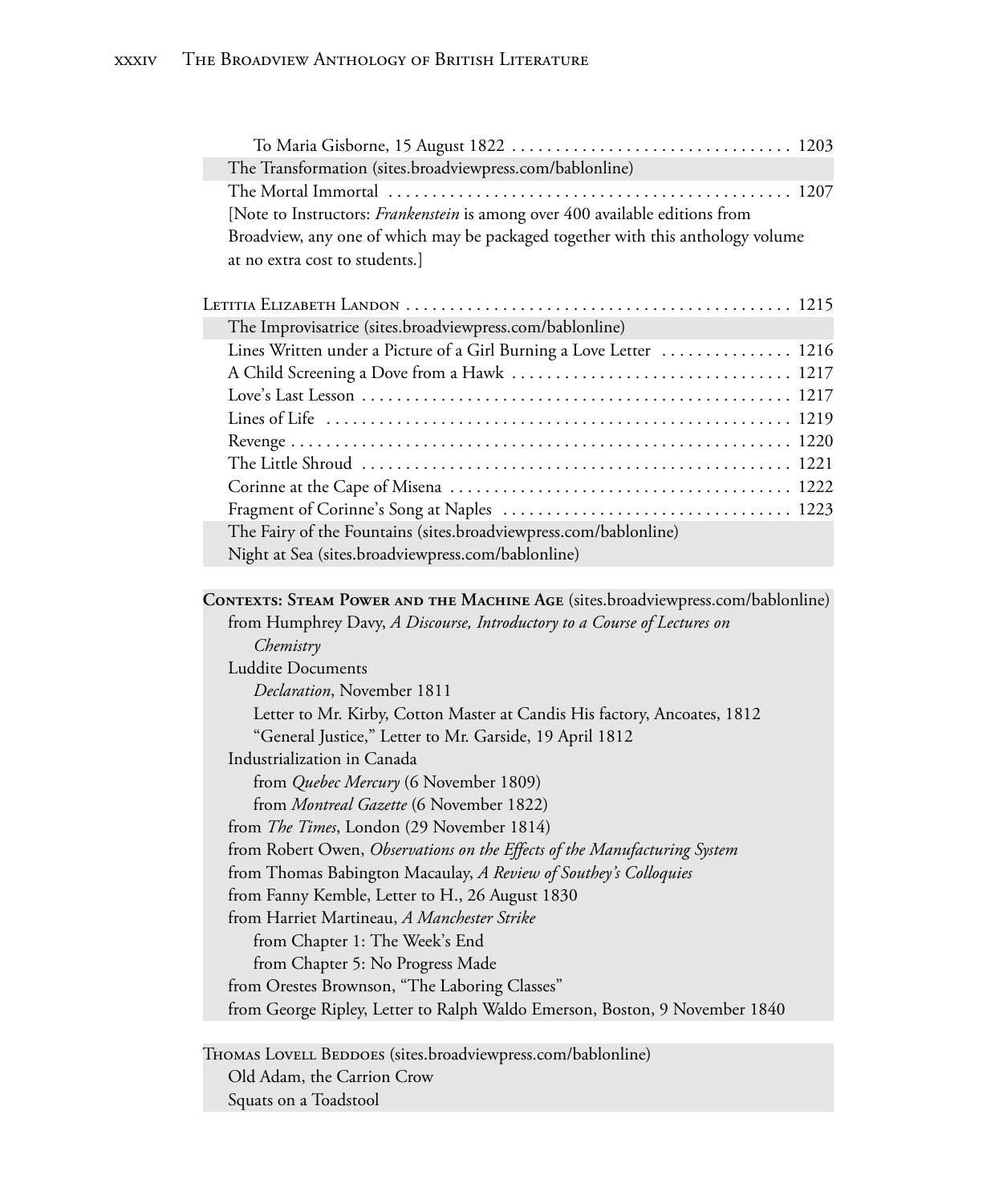To Maria Gisborne, 15 August 1822 . . . . . . . . . . . . . . . . . . . . . . . . . . . . . . . 1203

The Transformation (sites.broadviewpress.com/bablonline)

The Mortal Immortal . . . . . . . . . . . . . . . . . . . . . . . . . . . . . . . . . . . . . . . . . . . . 1207

[Note to Instructors: *Frankenstein* is among over 400 available editions from Broadview, any one of which may be packaged together with this anthology volume at no extra cost to students.]

Letitia Elizabeth Landon . . . . . . . . . . . . . . . . . . . . . . . . . . . . . . . . . . . . . . . . . . 1215

The Improvisatrice (sites.broadviewpress.com/bablonline)

Lines Written under a Picture of a Girl Burning a Love Letter . . . . . . . . . . . . . . 1216

A Child Screening a Dove from a Hawk . . . . . . . . . . . . . . . . . . . . . . . . . . . . . . . 1217

Love's Last Lesson . . . . . . . . . . . . . . . . . . . . . . . . . . . . . . . . . . . . . . . . . . . . . . . . 1217

Lines of Life . . . . . . . . . . . . . . . . . . . . . . . . . . . . . . . . . . . . . . . . . . . . . . . . . . . . 1219

Revenge . . . . . . . . . . . . . . . . . . . . . . . . . . . . . . . . . . . . . . . . . . . . . . . . . . . . . . . . 1220

The Little Shroud . . . . . . . . . . . . . . . . . . . . . . . . . . . . . . . . . . . . . . . . . . . . . . . . . 1221

Corinne at the Cape of Misena . . . . . . . . . . . . . . . . . . . . . . . . . . . . . . . . . . . . . . 1222

Fragment of Corinne's Song at Naples . . . . . . . . . . . . . . . . . . . . . . . . . . . . . . . . 1223

The Fairy of the Fountains (sites.broadviewpress.com/bablonline)

Night at Sea (sites.broadviewpress.com/bablonline)

**Contexts: Steam Power and the Machine Age** (sites.broadviewpress.com/bablonline)

from Humphrey Davy, *A Discourse, Introductory to a Course of Lectures on Chemistry*

Luddite Documents

*Declaration*, November 1811

Letter to Mr. Kirby, Cotton Master at Candis His factory, Ancoates, 1812

"General Justice," Letter to Mr. Garside, 19 April 1812

Industrialization in Canada

from *Quebec Mercury* (6 November 1809)

from *Montreal Gazette* (6 November 1822)

from *The Times*, London (29 November 1814)

from Robert Owen, *Observations on the Effects of the Manufacturing System*

from Thomas Babington Macaulay, *A Review of Southey's Colloquies*

from Fanny Kemble, Letter to H., 26 August 1830

from Harriet Martineau, *A Manchester Strike*

from Chapter 1: The Week's End

from Chapter 5: No Progress Made

from Orestes Brownson, "The Laboring Classes"

from George Ripley, Letter to Ralph Waldo Emerson, Boston, 9 November 1840

Thomas Lovell Beddoes (sites.broadviewpress.com/bablonline)

Old Adam, the Carrion Crow

Squats on a Toadstool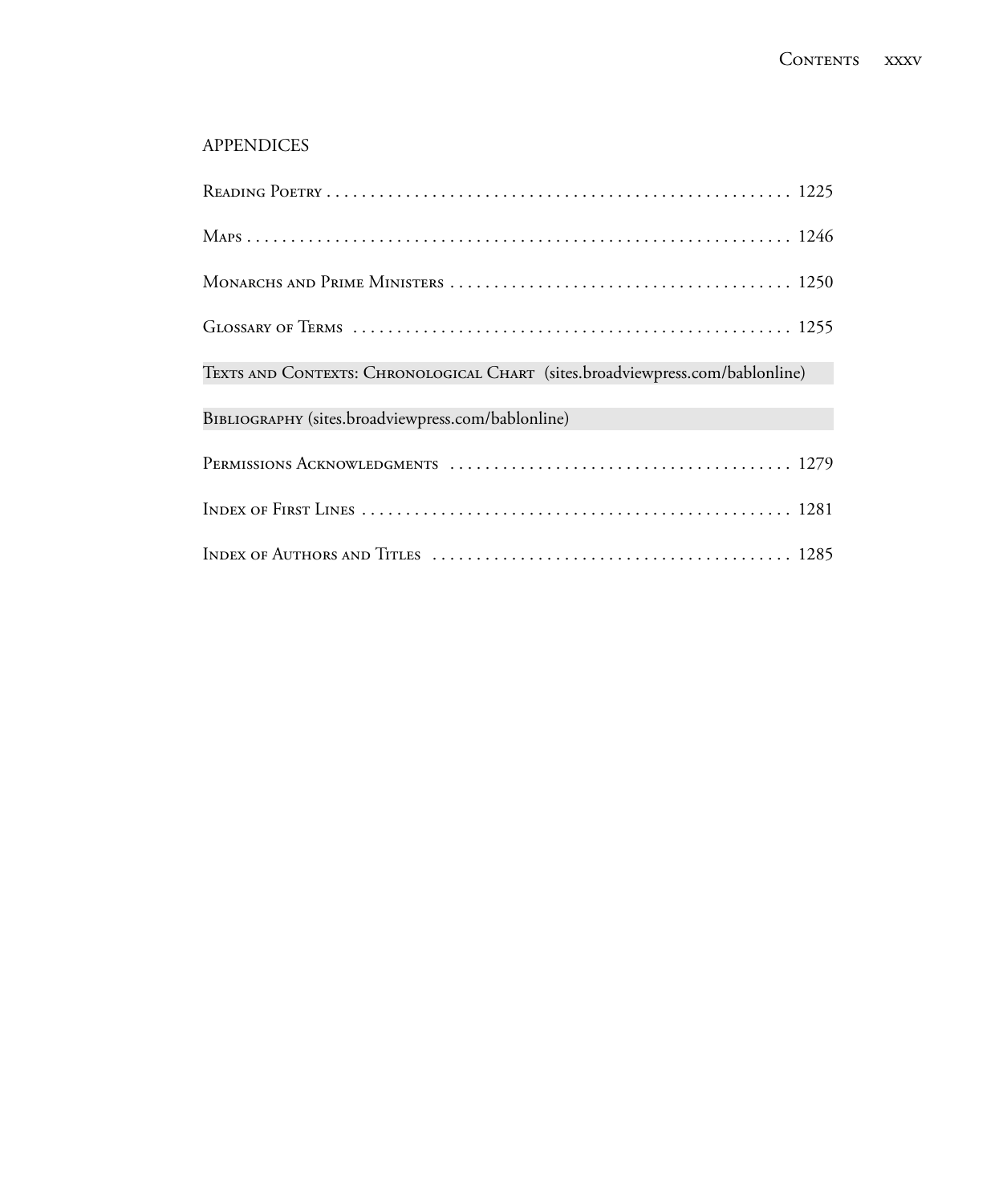## APPENDICES

Reading Poetry . . . . . . . . . . . . . . . . . . . . . . . . . . . . . . . . . . . . . . . . . . . . . . . . . . . 1225

Maps . . . . . . . . . . . . . . . . . . . . . . . . . . . . . . . . . . . . . . . . . . . . . . . . . . . . . . . . . . . 1246

Monarchs and Prime Ministers . . . . . . . . . . . . . . . . . . . . . . . . . . . . . . . . . . . . . . 1250

Glossary of Terms . . . . . . . . . . . . . . . . . . . . . . . . . . . . . . . . . . . . . . . . . . . . . . . . 1255

Texts and Contexts: Chronological Chart (sites.broadviewpress.com/bablonline)

Bibliography (sites.broadviewpress.com/bablonline)

Permissions Acknowledgments . . . . . . . . . . . . . . . . . . . . . . . . . . . . . . . . . . . . . . 1279

Index of First Lines . . . . . . . . . . . . . . . . . . . . . . . . . . . . . . . . . . . . . . . . . . . . . . . . 1281

Index of Authors and Titles . . . . . . . . . . . . . . . . . . . . . . . . . . . . . . . . . . . . . . . . 1285